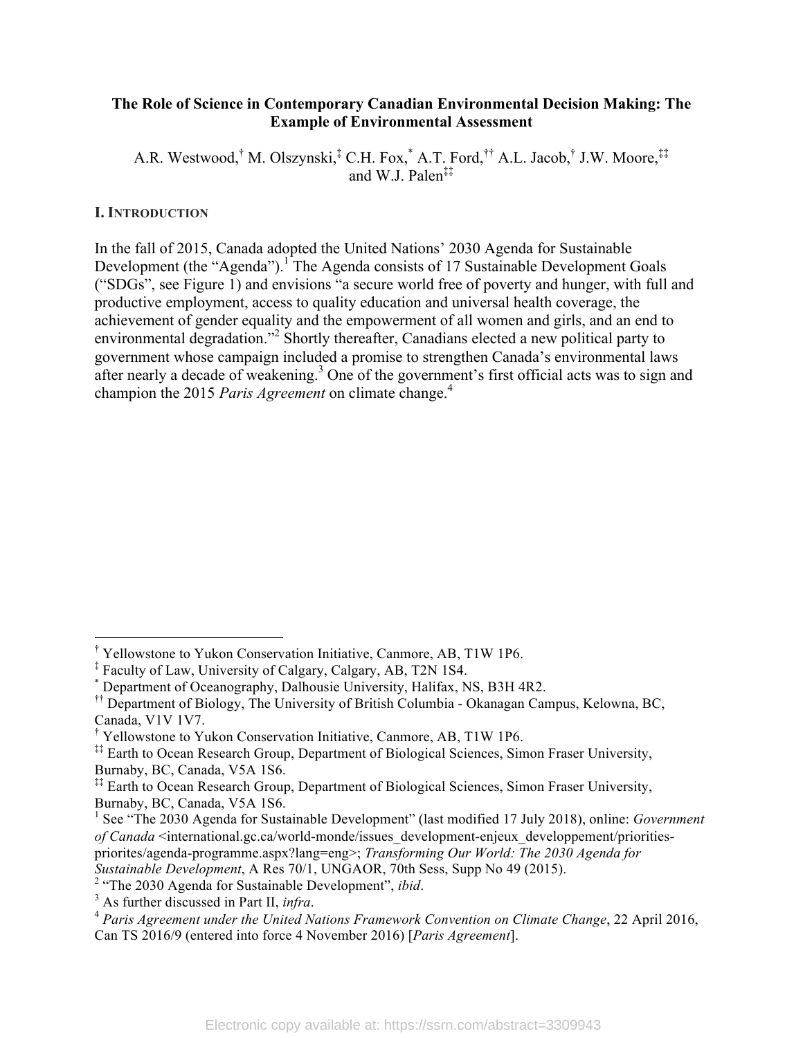# The Role of Science in Contemporary Canadian Environmental Decision Making: The Example of Environmental Assessment

A.R. Westwood,[†] M. Olszynski,[‡] C.H. Fox,[*] A.T. Ford,[††] A.L. Jacob,[†] J.W. Moore,[‡‡] and W.J. Palen[‡‡]

## I. INTRODUCTION

In the fall of 2015, Canada adopted the United Nations' 2030 Agenda for Sustainable Development (the "Agenda").[1] The Agenda consists of 17 Sustainable Development Goals ("SDGs", see Figure 1) and envisions "a secure world free of poverty and hunger, with full and productive employment, access to quality education and universal health coverage, the achievement of gender equality and the empowerment of all women and girls, and an end to environmental degradation."[2] Shortly thereafter, Canadians elected a new political party to government whose campaign included a promise to strengthen Canada's environmental laws after nearly a decade of weakening.[3] One of the government's first official acts was to sign and champion the 2015 *Paris Agreement* on climate change.[4]

---

[†] Yellowstone to Yukon Conservation Initiative, Canmore, AB, T1W 1P6.

[‡] Faculty of Law, University of Calgary, Calgary, AB, T2N 1S4.

[*] Department of Oceanography, Dalhousie University, Halifax, NS, B3H 4R2.

[††] Department of Biology, The University of British Columbia - Okanagan Campus, Kelowna, BC, Canada, V1V 1V7.

[†] Yellowstone to Yukon Conservation Initiative, Canmore, AB, T1W 1P6.

[‡‡] Earth to Ocean Research Group, Department of Biological Sciences, Simon Fraser University, Burnaby, BC, Canada, V5A 1S6.

[‡‡] Earth to Ocean Research Group, Department of Biological Sciences, Simon Fraser University, Burnaby, BC, Canada, V5A 1S6.

[1] See "The 2030 Agenda for Sustainable Development" (last modified 17 July 2018), online: *Government of Canada* <international.gc.ca/world-monde/issues_development-enjeux_developpement/priorities-priorites/agenda-programme.aspx?lang=eng>; *Transforming Our World: The 2030 Agenda for Sustainable Development*, A Res 70/1, UNGAOR, 70th Sess, Supp No 49 (2015).

[2] "The 2030 Agenda for Sustainable Development", *ibid*.

[3] As further discussed in Part II, *infra*.

[4] *Paris Agreement under the United Nations Framework Convention on Climate Change*, 22 April 2016, Can TS 2016/9 (entered into force 4 November 2016) [*Paris Agreement*].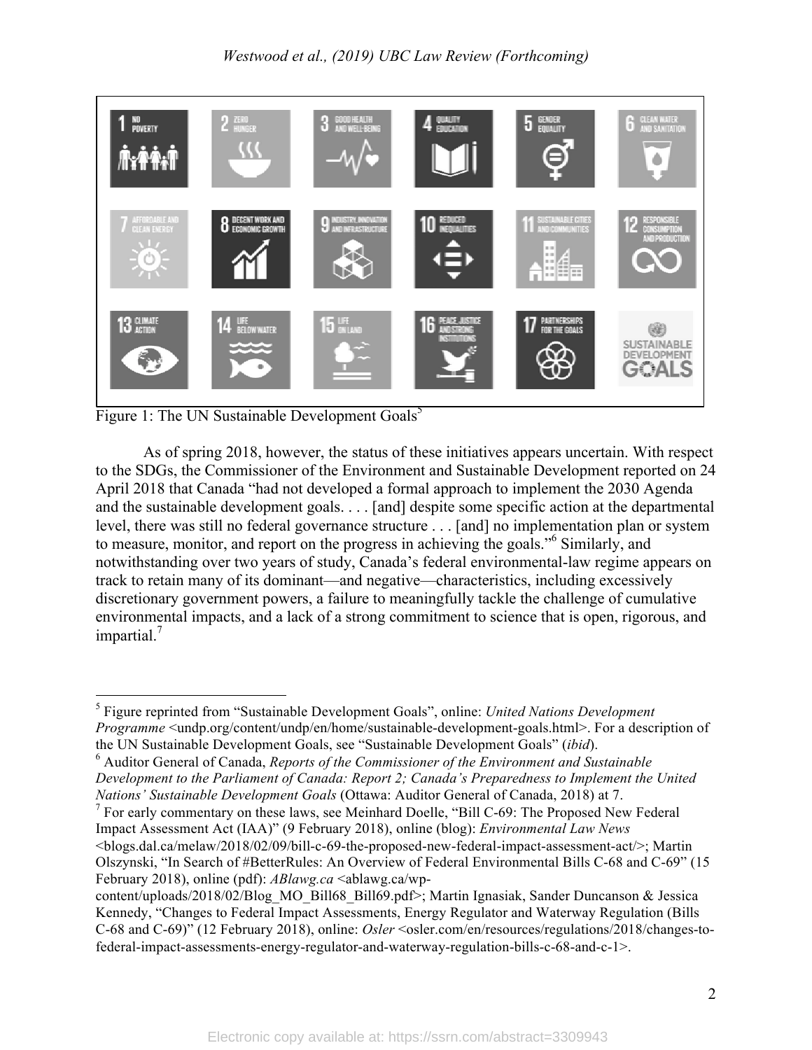Figure 1: The UN Sustainable Development Goals[5]

As of spring 2018, however, the status of these initiatives appears uncertain. With respect to the SDGs, the Commissioner of the Environment and Sustainable Development reported on 24 April 2018 that Canada "had not developed a formal approach to implement the 2030 Agenda and the sustainable development goals. . . . [and] despite some specific action at the departmental level, there was still no federal governance structure . . . [and] no implementation plan or system to measure, monitor, and report on the progress in achieving the goals."[6] Similarly, and notwithstanding over two years of study, Canada's federal environmental-law regime appears on track to retain many of its dominant—and negative—characteristics, including excessively discretionary government powers, a failure to meaningfully tackle the challenge of cumulative environmental impacts, and a lack of a strong commitment to science that is open, rigorous, and impartial.[7]

---

[5] Figure reprinted from "Sustainable Development Goals", online: *United Nations Development Programme* <undp.org/content/undp/en/home/sustainable-development-goals.html>. For a description of the UN Sustainable Development Goals, see "Sustainable Development Goals" (*ibid*).

[6] Auditor General of Canada, *Reports of the Commissioner of the Environment and Sustainable Development to the Parliament of Canada: Report 2; Canada's Preparedness to Implement the United Nations' Sustainable Development Goals* (Ottawa: Auditor General of Canada, 2018) at 7.

[7] For early commentary on these laws, see Meinhard Doelle, "Bill C-69: The Proposed New Federal Impact Assessment Act (IAA)" (9 February 2018), online (blog): *Environmental Law News* <blogs.dal.ca/melaw/2018/02/09/bill-c-69-the-proposed-new-federal-impact-assessment-act/>; Martin Olszynski, "In Search of #BetterRules: An Overview of Federal Environmental Bills C-68 and C-69" (15 February 2018), online (pdf): *ABlawg.ca* <ablawg.ca/wp-content/uploads/2018/02/Blog_MO_Bill68_Bill69.pdf>; Martin Ignasiak, Sander Duncanson & Jessica Kennedy, "Changes to Federal Impact Assessments, Energy Regulator and Waterway Regulation (Bills C-68 and C-69)" (12 February 2018), online: *Osler* <osler.com/en/resources/regulations/2018/changes-to-federal-impact-assessments-energy-regulator-and-waterway-regulation-bills-c-68-and-c-1>.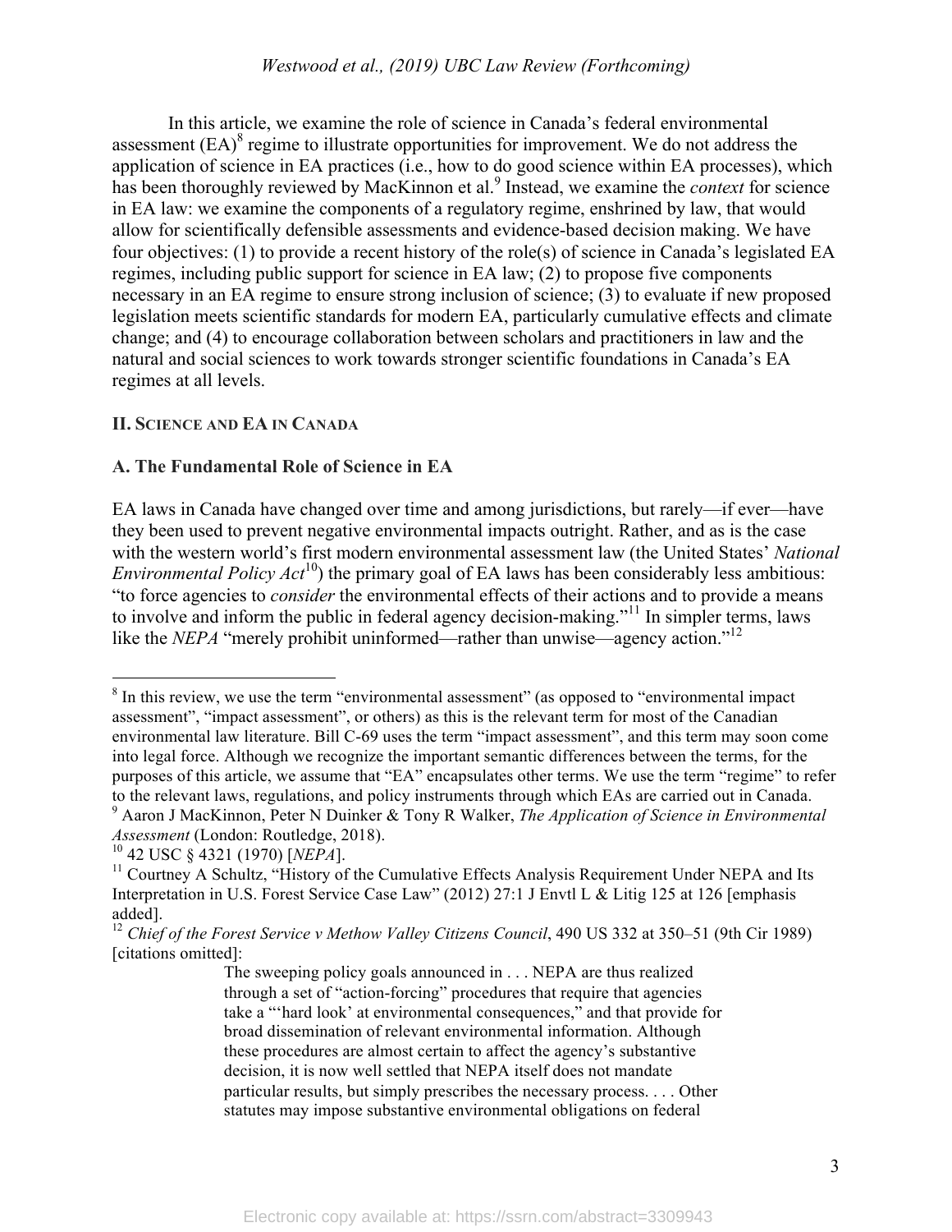In this article, we examine the role of science in Canada's federal environmental assessment (EA)[8] regime to illustrate opportunities for improvement. We do not address the application of science in EA practices (i.e., how to do good science within EA processes), which has been thoroughly reviewed by MacKinnon et al.[9] Instead, we examine the *context* for science in EA law: we examine the components of a regulatory regime, enshrined by law, that would allow for scientifically defensible assessments and evidence-based decision making. We have four objectives: (1) to provide a recent history of the role(s) of science in Canada's legislated EA regimes, including public support for science in EA law; (2) to propose five components necessary in an EA regime to ensure strong inclusion of science; (3) to evaluate if new proposed legislation meets scientific standards for modern EA, particularly cumulative effects and climate change; and (4) to encourage collaboration between scholars and practitioners in law and the natural and social sciences to work towards stronger scientific foundations in Canada's EA regimes at all levels.

## II. SCIENCE AND EA IN CANADA

### A. The Fundamental Role of Science in EA

EA laws in Canada have changed over time and among jurisdictions, but rarely—if ever—have they been used to prevent negative environmental impacts outright. Rather, and as is the case with the western world's first modern environmental assessment law (the United States' *National Environmental Policy Act*[10]) the primary goal of EA laws has been considerably less ambitious: "to force agencies to *consider* the environmental effects of their actions and to provide a means to involve and inform the public in federal agency decision-making."[11] In simpler terms, laws like the *NEPA* "merely prohibit uninformed—rather than unwise—agency action."[12]

---

[8] In this review, we use the term "environmental assessment" (as opposed to "environmental impact assessment", "impact assessment", or others) as this is the relevant term for most of the Canadian environmental law literature. Bill C-69 uses the term "impact assessment", and this term may soon come into legal force. Although we recognize the important semantic differences between the terms, for the purposes of this article, we assume that "EA" encapsulates other terms. We use the term "regime" to refer to the relevant laws, regulations, and policy instruments through which EAs are carried out in Canada.

[9] Aaron J MacKinnon, Peter N Duinker & Tony R Walker, *The Application of Science in Environmental Assessment* (London: Routledge, 2018).

[10] 42 USC § 4321 (1970) [*NEPA*].

[11] Courtney A Schultz, "History of the Cumulative Effects Analysis Requirement Under NEPA and Its Interpretation in U.S. Forest Service Case Law" (2012) 27:1 J Envtl L & Litig 125 at 126 [emphasis added].

[12] *Chief of the Forest Service v Methow Valley Citizens Council*, 490 US 332 at 350–51 (9th Cir 1989) [citations omitted]:

> The sweeping policy goals announced in . . . NEPA are thus realized through a set of "action-forcing" procedures that require that agencies take a "'hard look' at environmental consequences," and that provide for broad dissemination of relevant environmental information. Although these procedures are almost certain to affect the agency's substantive decision, it is now well settled that NEPA itself does not mandate particular results, but simply prescribes the necessary process. . . . Other statutes may impose substantive environmental obligations on federal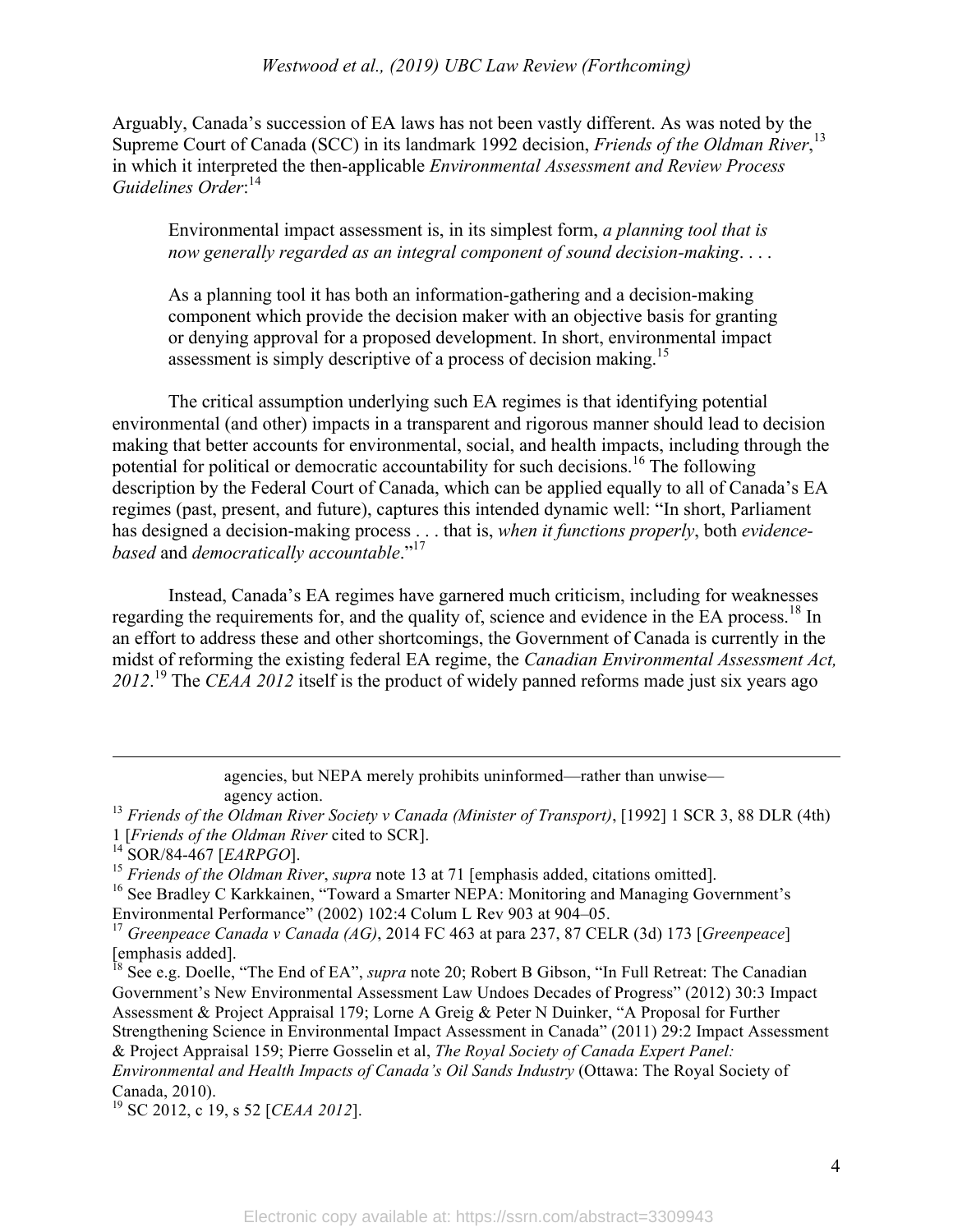Arguably, Canada's succession of EA laws has not been vastly different. As was noted by the Supreme Court of Canada (SCC) in its landmark 1992 decision, *Friends of the Oldman River*,[13] in which it interpreted the then-applicable *Environmental Assessment and Review Process Guidelines Order*:[14]

> Environmental impact assessment is, in its simplest form, *a planning tool that is now generally regarded as an integral component of sound decision-making*. . . .
>
> As a planning tool it has both an information-gathering and a decision-making component which provide the decision maker with an objective basis for granting or denying approval for a proposed development. In short, environmental impact assessment is simply descriptive of a process of decision making.[15]

The critical assumption underlying such EA regimes is that identifying potential environmental (and other) impacts in a transparent and rigorous manner should lead to decision making that better accounts for environmental, social, and health impacts, including through the potential for political or democratic accountability for such decisions.[16] The following description by the Federal Court of Canada, which can be applied equally to all of Canada's EA regimes (past, present, and future), captures this intended dynamic well: "In short, Parliament has designed a decision-making process . . . that is, *when it functions properly*, both *evidence-based* and *democratically accountable*."[17]

Instead, Canada's EA regimes have garnered much criticism, including for weaknesses regarding the requirements for, and the quality of, science and evidence in the EA process.[18] In an effort to address these and other shortcomings, the Government of Canada is currently in the midst of reforming the existing federal EA regime, the *Canadian Environmental Assessment Act, 2012*.[19] The *CEAA 2012* itself is the product of widely panned reforms made just six years ago

---

agencies, but NEPA merely prohibits uninformed—rather than unwise—agency action.

[13] *Friends of the Oldman River Society v Canada (Minister of Transport)*, [1992] 1 SCR 3, 88 DLR (4th) 1 [*Friends of the Oldman River* cited to SCR].

[14] SOR/84-467 [*EARPGO*].

[15] *Friends of the Oldman River*, *supra* note 13 at 71 [emphasis added, citations omitted].

[16] See Bradley C Karkkainen, "Toward a Smarter NEPA: Monitoring and Managing Government's Environmental Performance" (2002) 102:4 Colum L Rev 903 at 904–05.

[17] *Greenpeace Canada v Canada (AG)*, 2014 FC 463 at para 237, 87 CELR (3d) 173 [*Greenpeace*] [emphasis added].

[18] See e.g. Doelle, "The End of EA", *supra* note 20; Robert B Gibson, "In Full Retreat: The Canadian Government's New Environmental Assessment Law Undoes Decades of Progress" (2012) 30:3 Impact Assessment & Project Appraisal 179; Lorne A Greig & Peter N Duinker, "A Proposal for Further Strengthening Science in Environmental Impact Assessment in Canada" (2011) 29:2 Impact Assessment & Project Appraisal 159; Pierre Gosselin et al, *The Royal Society of Canada Expert Panel: Environmental and Health Impacts of Canada's Oil Sands Industry* (Ottawa: The Royal Society of Canada, 2010).

[19] SC 2012, c 19, s 52 [*CEAA 2012*].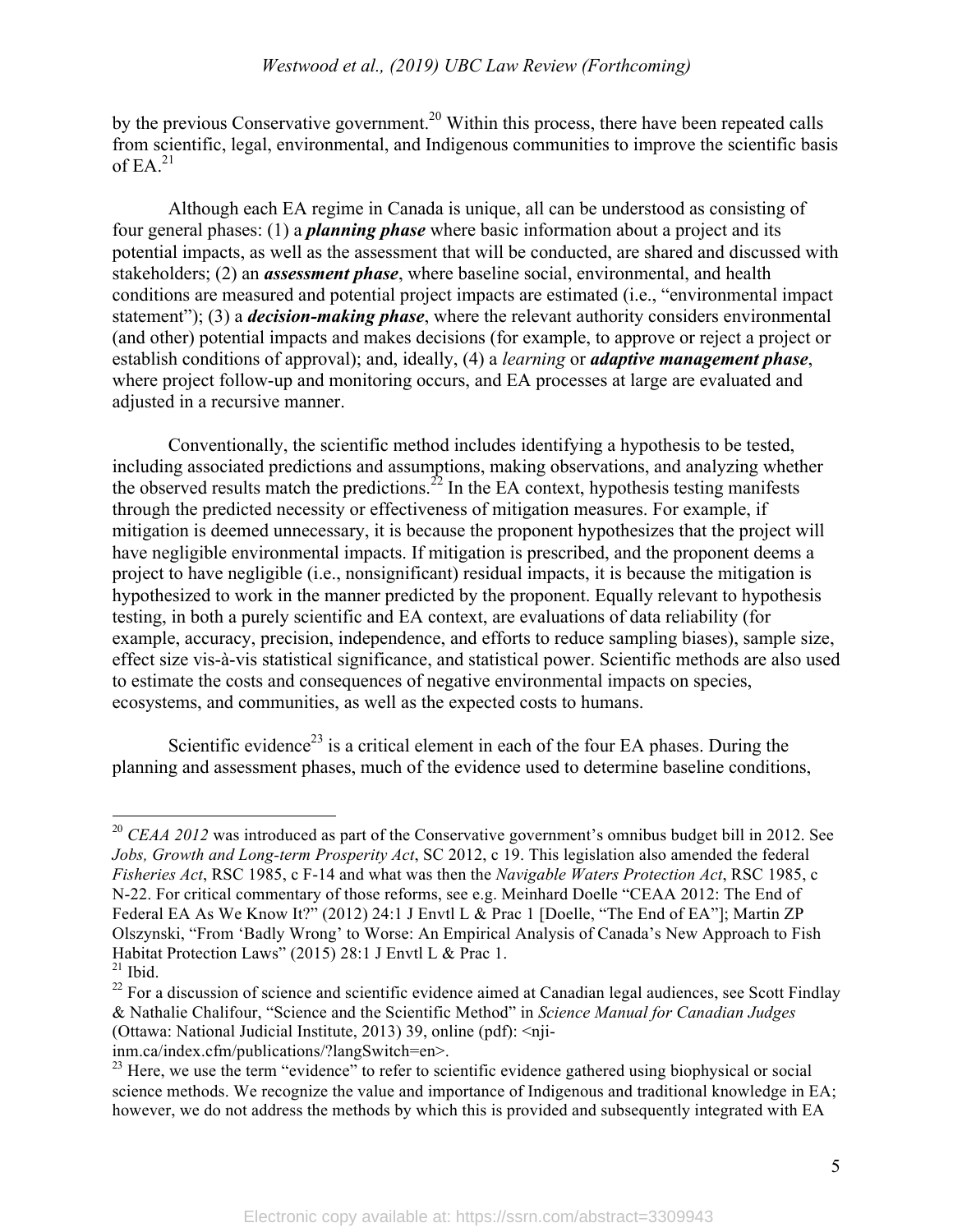by the previous Conservative government.[20] Within this process, there have been repeated calls from scientific, legal, environmental, and Indigenous communities to improve the scientific basis of EA.[21]

Although each EA regime in Canada is unique, all can be understood as consisting of four general phases: (1) a ***planning phase*** where basic information about a project and its potential impacts, as well as the assessment that will be conducted, are shared and discussed with stakeholders; (2) an ***assessment phase***, where baseline social, environmental, and health conditions are measured and potential project impacts are estimated (i.e., "environmental impact statement"); (3) a ***decision-making phase***, where the relevant authority considers environmental (and other) potential impacts and makes decisions (for example, to approve or reject a project or establish conditions of approval); and, ideally, (4) a *learning* or ***adaptive management phase***, where project follow-up and monitoring occurs, and EA processes at large are evaluated and adjusted in a recursive manner.

Conventionally, the scientific method includes identifying a hypothesis to be tested, including associated predictions and assumptions, making observations, and analyzing whether the observed results match the predictions.[22] In the EA context, hypothesis testing manifests through the predicted necessity or effectiveness of mitigation measures. For example, if mitigation is deemed unnecessary, it is because the proponent hypothesizes that the project will have negligible environmental impacts. If mitigation is prescribed, and the proponent deems a project to have negligible (i.e., nonsignificant) residual impacts, it is because the mitigation is hypothesized to work in the manner predicted by the proponent. Equally relevant to hypothesis testing, in both a purely scientific and EA context, are evaluations of data reliability (for example, accuracy, precision, independence, and efforts to reduce sampling biases), sample size, effect size vis-à-vis statistical significance, and statistical power. Scientific methods are also used to estimate the costs and consequences of negative environmental impacts on species, ecosystems, and communities, as well as the expected costs to humans.

Scientific evidence[23] is a critical element in each of the four EA phases. During the planning and assessment phases, much of the evidence used to determine baseline conditions,

---

[20] *CEAA 2012* was introduced as part of the Conservative government's omnibus budget bill in 2012. See *Jobs, Growth and Long-term Prosperity Act*, SC 2012, c 19. This legislation also amended the federal *Fisheries Act*, RSC 1985, c F-14 and what was then the *Navigable Waters Protection Act*, RSC 1985, c N-22. For critical commentary of those reforms, see e.g. Meinhard Doelle "CEAA 2012: The End of Federal EA As We Know It?" (2012) 24:1 J Envtl L & Prac 1 [Doelle, "The End of EA"]; Martin ZP Olszynski, "From 'Badly Wrong' to Worse: An Empirical Analysis of Canada's New Approach to Fish Habitat Protection Laws" (2015) 28:1 J Envtl L & Prac 1.

[21] Ibid.

[22] For a discussion of science and scientific evidence aimed at Canadian legal audiences, see Scott Findlay & Nathalie Chalifour, "Science and the Scientific Method" in *Science Manual for Canadian Judges* (Ottawa: National Judicial Institute, 2013) 39, online (pdf): <nji-inm.ca/index.cfm/publications/?langSwitch=en>.

[23] Here, we use the term "evidence" to refer to scientific evidence gathered using biophysical or social science methods. We recognize the value and importance of Indigenous and traditional knowledge in EA; however, we do not address the methods by which this is provided and subsequently integrated with EA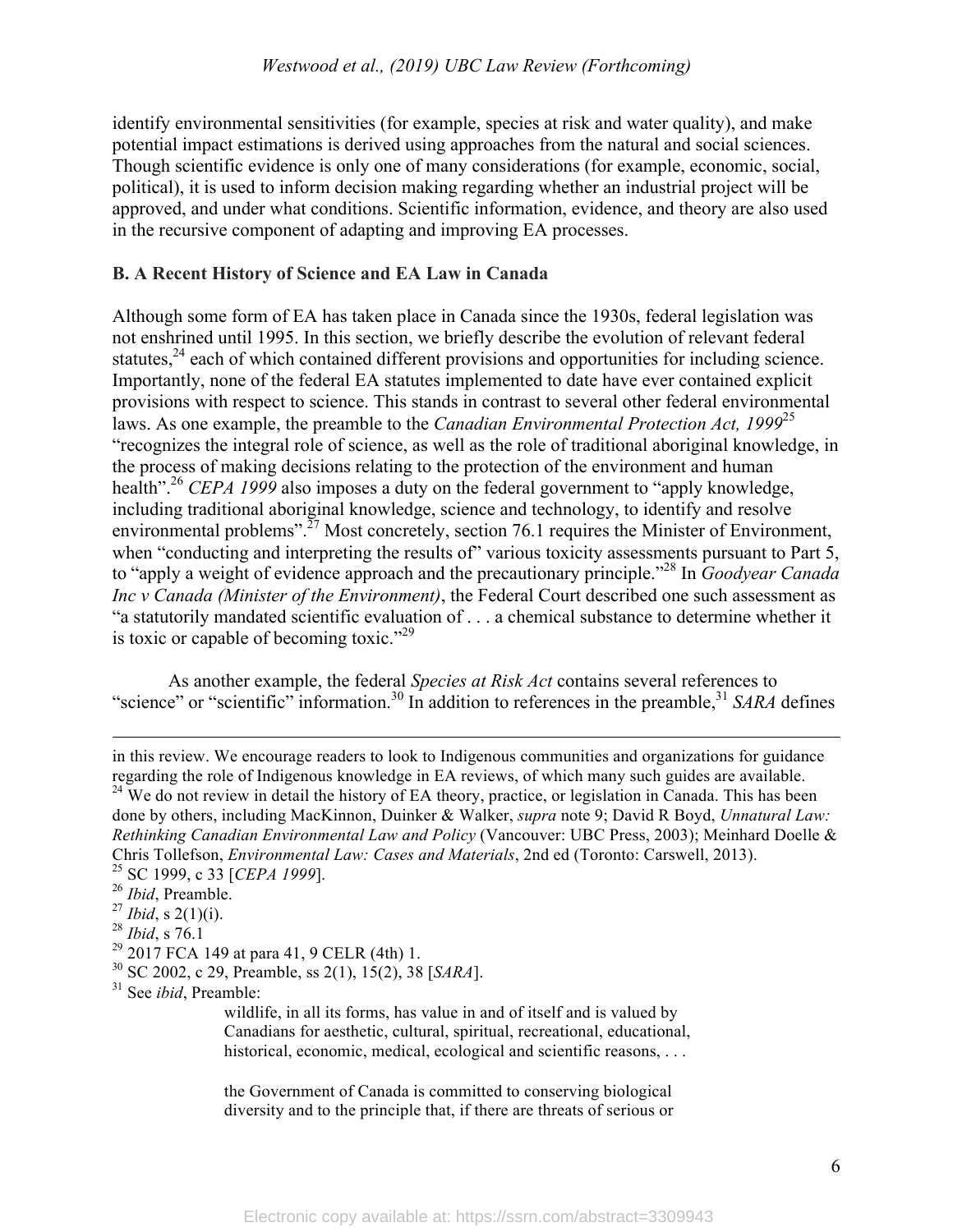identify environmental sensitivities (for example, species at risk and water quality), and make potential impact estimations is derived using approaches from the natural and social sciences. Though scientific evidence is only one of many considerations (for example, economic, social, political), it is used to inform decision making regarding whether an industrial project will be approved, and under what conditions. Scientific information, evidence, and theory are also used in the recursive component of adapting and improving EA processes.

### B. A Recent History of Science and EA Law in Canada

Although some form of EA has taken place in Canada since the 1930s, federal legislation was not enshrined until 1995. In this section, we briefly describe the evolution of relevant federal statutes,[24] each of which contained different provisions and opportunities for including science. Importantly, none of the federal EA statutes implemented to date have ever contained explicit provisions with respect to science. This stands in contrast to several other federal environmental laws. As one example, the preamble to the *Canadian Environmental Protection Act, 1999*[25] "recognizes the integral role of science, as well as the role of traditional aboriginal knowledge, in the process of making decisions relating to the protection of the environment and human health".[26] *CEPA 1999* also imposes a duty on the federal government to "apply knowledge, including traditional aboriginal knowledge, science and technology, to identify and resolve environmental problems".[27] Most concretely, section 76.1 requires the Minister of Environment, when "conducting and interpreting the results of" various toxicity assessments pursuant to Part 5, to "apply a weight of evidence approach and the precautionary principle."[28] In *Goodyear Canada Inc v Canada (Minister of the Environment)*, the Federal Court described one such assessment as "a statutorily mandated scientific evaluation of . . . a chemical substance to determine whether it is toxic or capable of becoming toxic."[29]

As another example, the federal *Species at Risk Act* contains several references to "science" or "scientific" information.[30] In addition to references in the preamble,[31] *SARA* defines

---

in this review. We encourage readers to look to Indigenous communities and organizations for guidance regarding the role of Indigenous knowledge in EA reviews, of which many such guides are available.

[24] We do not review in detail the history of EA theory, practice, or legislation in Canada. This has been done by others, including MacKinnon, Duinker & Walker, *supra* note 9; David R Boyd, *Unnatural Law: Rethinking Canadian Environmental Law and Policy* (Vancouver: UBC Press, 2003); Meinhard Doelle & Chris Tollefson, *Environmental Law: Cases and Materials*, 2nd ed (Toronto: Carswell, 2013).

[25] SC 1999, c 33 [*CEPA 1999*].

[26] *Ibid*, Preamble.

[27] *Ibid*, s 2(1)(i).

[28] *Ibid*, s 76.1

[29] 2017 FCA 149 at para 41, 9 CELR (4th) 1.

[30] SC 2002, c 29, Preamble, ss 2(1), 15(2), 38 [*SARA*].

[31] See *ibid*, Preamble:

> wildlife, in all its forms, has value in and of itself and is valued by Canadians for aesthetic, cultural, spiritual, recreational, educational, historical, economic, medical, ecological and scientific reasons, . . .
>
> the Government of Canada is committed to conserving biological diversity and to the principle that, if there are threats of serious or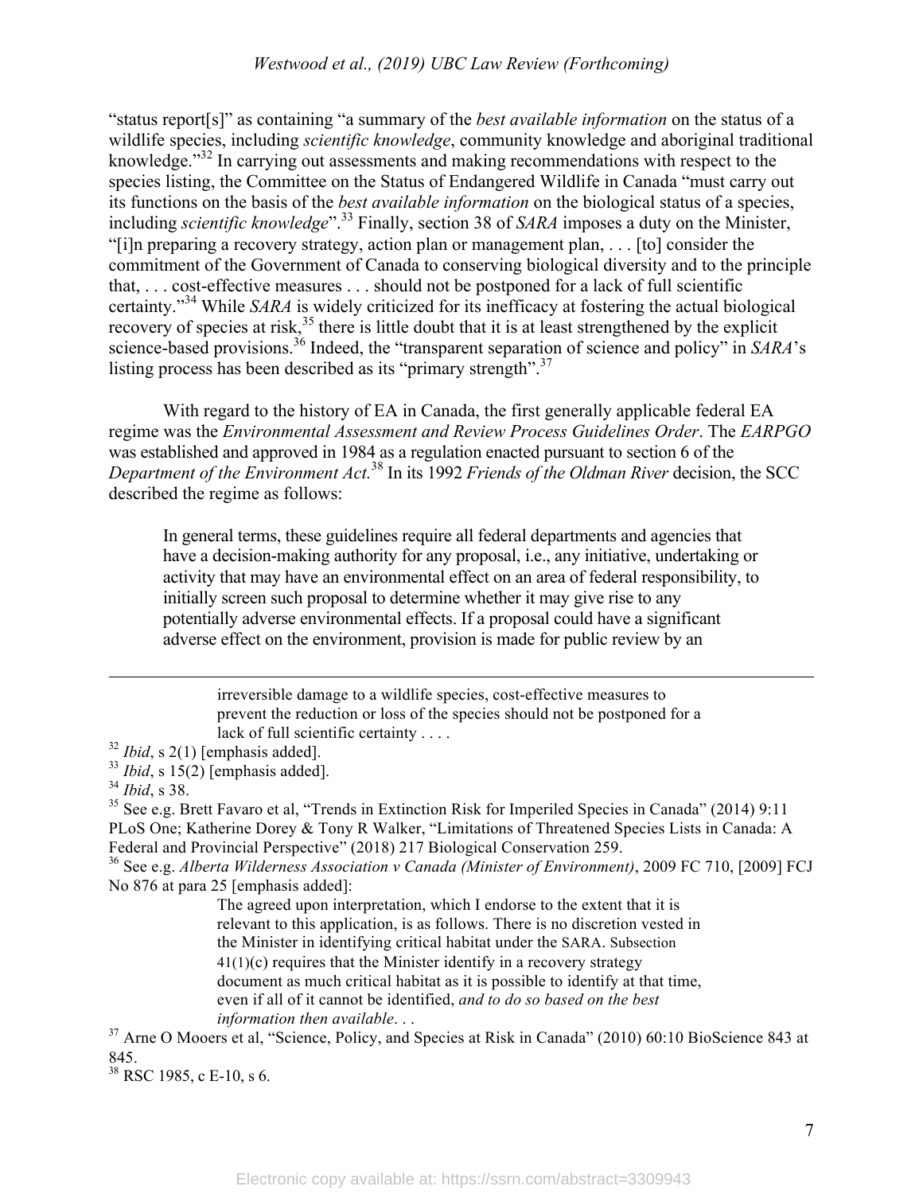"status report[s]" as containing "a summary of the *best available information* on the status of a wildlife species, including *scientific knowledge*, community knowledge and aboriginal traditional knowledge."[32] In carrying out assessments and making recommendations with respect to the species listing, the Committee on the Status of Endangered Wildlife in Canada "must carry out its functions on the basis of the *best available information* on the biological status of a species, including *scientific knowledge*".[33] Finally, section 38 of *SARA* imposes a duty on the Minister, "[i]n preparing a recovery strategy, action plan or management plan, . . . [to] consider the commitment of the Government of Canada to conserving biological diversity and to the principle that, . . . cost-effective measures . . . should not be postponed for a lack of full scientific certainty."[34] While *SARA* is widely criticized for its inefficacy at fostering the actual biological recovery of species at risk,[35] there is little doubt that it is at least strengthened by the explicit science-based provisions.[36] Indeed, the "transparent separation of science and policy" in *SARA*'s listing process has been described as its "primary strength".[37]

With regard to the history of EA in Canada, the first generally applicable federal EA regime was the *Environmental Assessment and Review Process Guidelines Order*. The *EARPGO* was established and approved in 1984 as a regulation enacted pursuant to section 6 of the *Department of the Environment Act*.[38] In its 1992 *Friends of the Oldman River* decision, the SCC described the regime as follows:

> In general terms, these guidelines require all federal departments and agencies that have a decision-making authority for any proposal, i.e., any initiative, undertaking or activity that may have an environmental effect on an area of federal responsibility, to initially screen such proposal to determine whether it may give rise to any potentially adverse environmental effects. If a proposal could have a significant adverse effect on the environment, provision is made for public review by an

---

> irreversible damage to a wildlife species, cost-effective measures to prevent the reduction or loss of the species should not be postponed for a lack of full scientific certainty . . . .

[32] *Ibid*, s 2(1) [emphasis added].

[33] *Ibid*, s 15(2) [emphasis added].

[34] *Ibid*, s 38.

[35] See e.g. Brett Favaro et al, "Trends in Extinction Risk for Imperiled Species in Canada" (2014) 9:11 PLoS One; Katherine Dorey & Tony R Walker, "Limitations of Threatened Species Lists in Canada: A Federal and Provincial Perspective" (2018) 217 Biological Conservation 259.

[36] See e.g. *Alberta Wilderness Association v Canada (Minister of Environment)*, 2009 FC 710, [2009] FCJ No 876 at para 25 [emphasis added]:

> The agreed upon interpretation, which I endorse to the extent that it is relevant to this application, is as follows. There is no discretion vested in the Minister in identifying critical habitat under the SARA. Subsection 41(1)(c) requires that the Minister identify in a recovery strategy document as much critical habitat as it is possible to identify at that time, even if all of it cannot be identified, *and to do so based on the best information then available*. . .

[37] Arne O Mooers et al, "Science, Policy, and Species at Risk in Canada" (2010) 60:10 BioScience 843 at 845.

[38] RSC 1985, c E-10, s 6.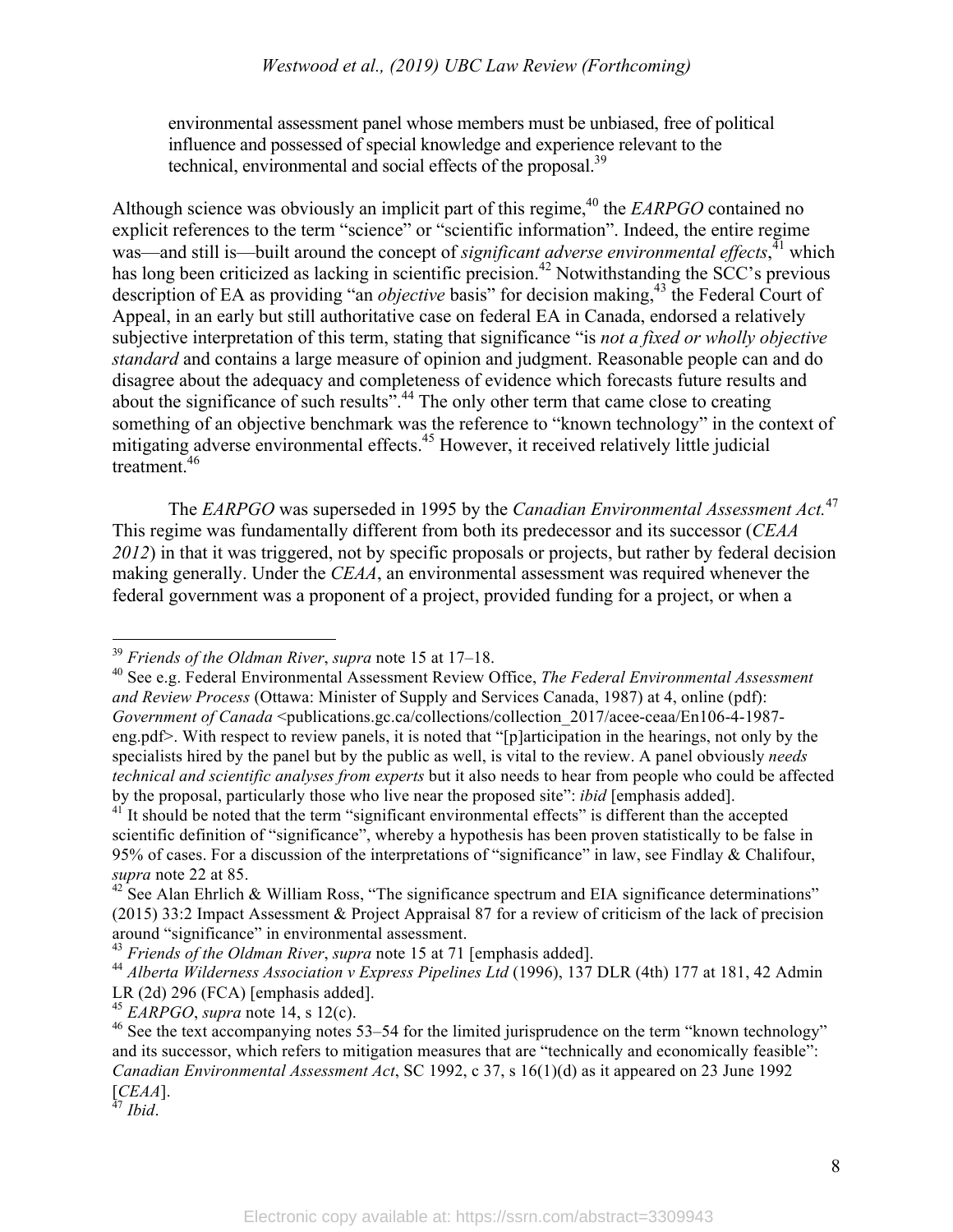> environmental assessment panel whose members must be unbiased, free of political influence and possessed of special knowledge and experience relevant to the technical, environmental and social effects of the proposal.[39]

Although science was obviously an implicit part of this regime,[40] the *EARPGO* contained no explicit references to the term "science" or "scientific information". Indeed, the entire regime was—and still is—built around the concept of *significant adverse environmental effects*,[41] which has long been criticized as lacking in scientific precision.[42] Notwithstanding the SCC's previous description of EA as providing "an *objective* basis" for decision making,[43] the Federal Court of Appeal, in an early but still authoritative case on federal EA in Canada, endorsed a relatively subjective interpretation of this term, stating that significance "is *not a fixed or wholly objective standard* and contains a large measure of opinion and judgment. Reasonable people can and do disagree about the adequacy and completeness of evidence which forecasts future results and about the significance of such results".[44] The only other term that came close to creating something of an objective benchmark was the reference to "known technology" in the context of mitigating adverse environmental effects.[45] However, it received relatively little judicial treatment.[46]

The *EARPGO* was superseded in 1995 by the *Canadian Environmental Assessment Act.*[47] This regime was fundamentally different from both its predecessor and its successor (*CEAA 2012*) in that it was triggered, not by specific proposals or projects, but rather by federal decision making generally. Under the *CEAA*, an environmental assessment was required whenever the federal government was a proponent of a project, provided funding for a project, or when a

---

[39] *Friends of the Oldman River*, *supra* note 15 at 17–18.

[40] See e.g. Federal Environmental Assessment Review Office, *The Federal Environmental Assessment and Review Process* (Ottawa: Minister of Supply and Services Canada, 1987) at 4, online (pdf): *Government of Canada* <publications.gc.ca/collections/collection_2017/acee-ceaa/En106-4-1987-eng.pdf>. With respect to review panels, it is noted that "[p]articipation in the hearings, not only by the specialists hired by the panel but by the public as well, is vital to the review. A panel obviously *needs technical and scientific analyses from experts* but it also needs to hear from people who could be affected by the proposal, particularly those who live near the proposed site": *ibid* [emphasis added].

[41] It should be noted that the term "significant environmental effects" is different than the accepted scientific definition of "significance", whereby a hypothesis has been proven statistically to be false in 95% of cases. For a discussion of the interpretations of "significance" in law, see Findlay & Chalifour, *supra* note 22 at 85.

[42] See Alan Ehrlich & William Ross, "The significance spectrum and EIA significance determinations" (2015) 33:2 Impact Assessment & Project Appraisal 87 for a review of criticism of the lack of precision around "significance" in environmental assessment.

[43] *Friends of the Oldman River*, *supra* note 15 at 71 [emphasis added].

[44] *Alberta Wilderness Association v Express Pipelines Ltd* (1996), 137 DLR (4th) 177 at 181, 42 Admin LR (2d) 296 (FCA) [emphasis added].

[45] *EARPGO*, *supra* note 14, s 12(c).

[46] See the text accompanying notes 53–54 for the limited jurisprudence on the term "known technology" and its successor, which refers to mitigation measures that are "technically and economically feasible": *Canadian Environmental Assessment Act*, SC 1992, c 37, s 16(1)(d) as it appeared on 23 June 1992 [*CEAA*].

[47] *Ibid*.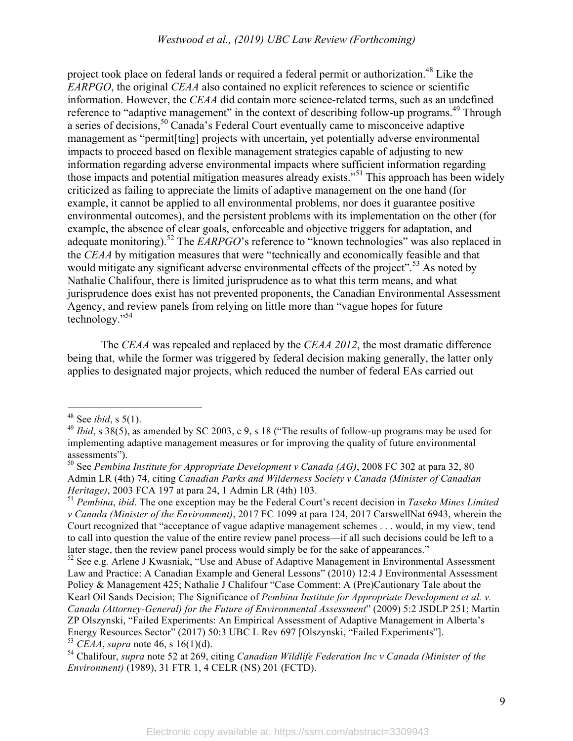project took place on federal lands or required a federal permit or authorization.[48] Like the *EARPGO*, the original *CEAA* also contained no explicit references to science or scientific information. However, the *CEAA* did contain more science-related terms, such as an undefined reference to "adaptive management" in the context of describing follow-up programs.[49] Through a series of decisions,[50] Canada's Federal Court eventually came to misconceive adaptive management as "permit[ting] projects with uncertain, yet potentially adverse environmental impacts to proceed based on flexible management strategies capable of adjusting to new information regarding adverse environmental impacts where sufficient information regarding those impacts and potential mitigation measures already exists."[51] This approach has been widely criticized as failing to appreciate the limits of adaptive management on the one hand (for example, it cannot be applied to all environmental problems, nor does it guarantee positive environmental outcomes), and the persistent problems with its implementation on the other (for example, the absence of clear goals, enforceable and objective triggers for adaptation, and adequate monitoring).[52] The *EARPGO*'s reference to "known technologies" was also replaced in the *CEAA* by mitigation measures that were "technically and economically feasible and that would mitigate any significant adverse environmental effects of the project".[53] As noted by Nathalie Chalifour, there is limited jurisprudence as to what this term means, and what jurisprudence does exist has not prevented proponents, the Canadian Environmental Assessment Agency, and review panels from relying on little more than "vague hopes for future technology."[54]

The *CEAA* was repealed and replaced by the *CEAA 2012*, the most dramatic difference being that, while the former was triggered by federal decision making generally, the latter only applies to designated major projects, which reduced the number of federal EAs carried out

---

[48] See *ibid*, s 5(1).

[49] *Ibid*, s 38(5), as amended by SC 2003, c 9, s 18 ("The results of follow-up programs may be used for implementing adaptive management measures or for improving the quality of future environmental assessments").

[50] See *Pembina Institute for Appropriate Development v Canada (AG)*, 2008 FC 302 at para 32, 80 Admin LR (4th) 74, citing *Canadian Parks and Wilderness Society v Canada (Minister of Canadian Heritage)*, 2003 FCA 197 at para 24, 1 Admin LR (4th) 103.

[51] *Pembina*, *ibid*. The one exception may be the Federal Court's recent decision in *Taseko Mines Limited v Canada (Minister of the Environment)*, 2017 FC 1099 at para 124, 2017 CarswellNat 6943, wherein the Court recognized that "acceptance of vague adaptive management schemes . . . would, in my view, tend to call into question the value of the entire review panel process—if all such decisions could be left to a later stage, then the review panel process would simply be for the sake of appearances."

[52] See e.g. Arlene J Kwasniak, "Use and Abuse of Adaptive Management in Environmental Assessment Law and Practice: A Canadian Example and General Lessons" (2010) 12:4 J Environmental Assessment Policy & Management 425; Nathalie J Chalifour "Case Comment: A (Pre)Cautionary Tale about the Kearl Oil Sands Decision; The Significance of *Pembina Institute for Appropriate Development et al. v. Canada (Attorney-General) for the Future of Environmental Assessment*" (2009) 5:2 JSDLP 251; Martin ZP Olszynski, "Failed Experiments: An Empirical Assessment of Adaptive Management in Alberta's Energy Resources Sector" (2017) 50:3 UBC L Rev 697 [Olszynski, "Failed Experiments"].

[53] *CEAA*, *supra* note 46, s 16(1)(d).

[54] Chalifour, *supra* note 52 at 269, citing *Canadian Wildlife Federation Inc v Canada (Minister of the Environment)* (1989), 31 FTR 1, 4 CELR (NS) 201 (FCTD).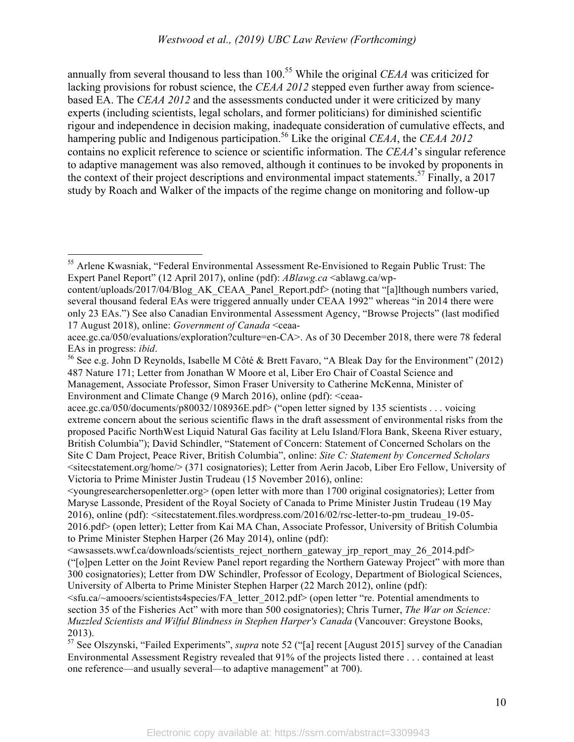annually from several thousand to less than 100.[55] While the original *CEAA* was criticized for lacking provisions for robust science, the *CEAA 2012* stepped even further away from science-based EA. The *CEAA 2012* and the assessments conducted under it were criticized by many experts (including scientists, legal scholars, and former politicians) for diminished scientific rigour and independence in decision making, inadequate consideration of cumulative effects, and hampering public and Indigenous participation.[56] Like the original *CEAA*, the *CEAA 2012* contains no explicit reference to science or scientific information. The *CEAA*'s singular reference to adaptive management was also removed, although it continues to be invoked by proponents in the context of their project descriptions and environmental impact statements.[57] Finally, a 2017 study by Roach and Walker of the impacts of the regime change on monitoring and follow-up

---

[55] Arlene Kwasniak, "Federal Environmental Assessment Re-Envisioned to Regain Public Trust: The Expert Panel Report" (12 April 2017), online (pdf): *ABlawg.ca* <ablawg.ca/wp-content/uploads/2017/04/Blog_AK_CEAA_Panel_Report.pdf> (noting that "[a]lthough numbers varied, several thousand federal EAs were triggered annually under CEAA 1992" whereas "in 2014 there were only 23 EAs.") See also Canadian Environmental Assessment Agency, "Browse Projects" (last modified 17 August 2018), online: *Government of Canada* <ceaa-acee.gc.ca/050/evaluations/exploration?culture=en-CA>. As of 30 December 2018, there were 78 federal EAs in progress: *ibid*.

[56] See e.g. John D Reynolds, Isabelle M Côté & Brett Favaro, "A Bleak Day for the Environment" (2012) 487 Nature 171; Letter from Jonathan W Moore et al, Liber Ero Chair of Coastal Science and Management, Associate Professor, Simon Fraser University to Catherine McKenna, Minister of Environment and Climate Change (9 March 2016), online (pdf): <ceaa-acee.gc.ca/050/documents/p80032/108936E.pdf> ("open letter signed by 135 scientists . . . voicing extreme concern about the serious scientific flaws in the draft assessment of environmental risks from the proposed Pacific NorthWest Liquid Natural Gas facility at Lelu Island/Flora Bank, Skeena River estuary, British Columbia"); David Schindler, "Statement of Concern: Statement of Concerned Scholars on the Site C Dam Project, Peace River, British Columbia", online: *Site C: Statement by Concerned Scholars* <sitecstatement.org/home/> (371 cosignatories); Letter from Aerin Jacob, Liber Ero Fellow, University of Victoria to Prime Minister Justin Trudeau (15 November 2016), online: <youngresearchersopenletter.org> (open letter with more than 1700 original cosignatories); Letter from Maryse Lassonde, President of the Royal Society of Canada to Prime Minister Justin Trudeau (19 May 2016), online (pdf): <sitecstatement.files.wordpress.com/2016/02/rsc-letter-to-pm_trudeau_19-05-2016.pdf> (open letter); Letter from Kai MA Chan, Associate Professor, University of British Columbia to Prime Minister Stephen Harper (26 May 2014), online (pdf): <awsassets.wwf.ca/downloads/scientists_reject_northern_gateway_jrp_report_may_26_2014.pdf> ("[o]pen Letter on the Joint Review Panel report regarding the Northern Gateway Project" with more than 300 cosignatories); Letter from DW Schindler, Professor of Ecology, Department of Biological Sciences, University of Alberta to Prime Minister Stephen Harper (22 March 2012), online (pdf): <sfu.ca/~amooers/scientists4species/FA_letter_2012.pdf> (open letter "re. Potential amendments to section 35 of the Fisheries Act" with more than 500 cosignatories); Chris Turner, *The War on Science: Muzzled Scientists and Wilful Blindness in Stephen Harper's Canada* (Vancouver: Greystone Books, 2013).

[57] See Olszynski, "Failed Experiments", *supra* note 52 ("[a] recent [August 2015] survey of the Canadian Environmental Assessment Registry revealed that 91% of the projects listed there . . . contained at least one reference—and usually several—to adaptive management" at 700).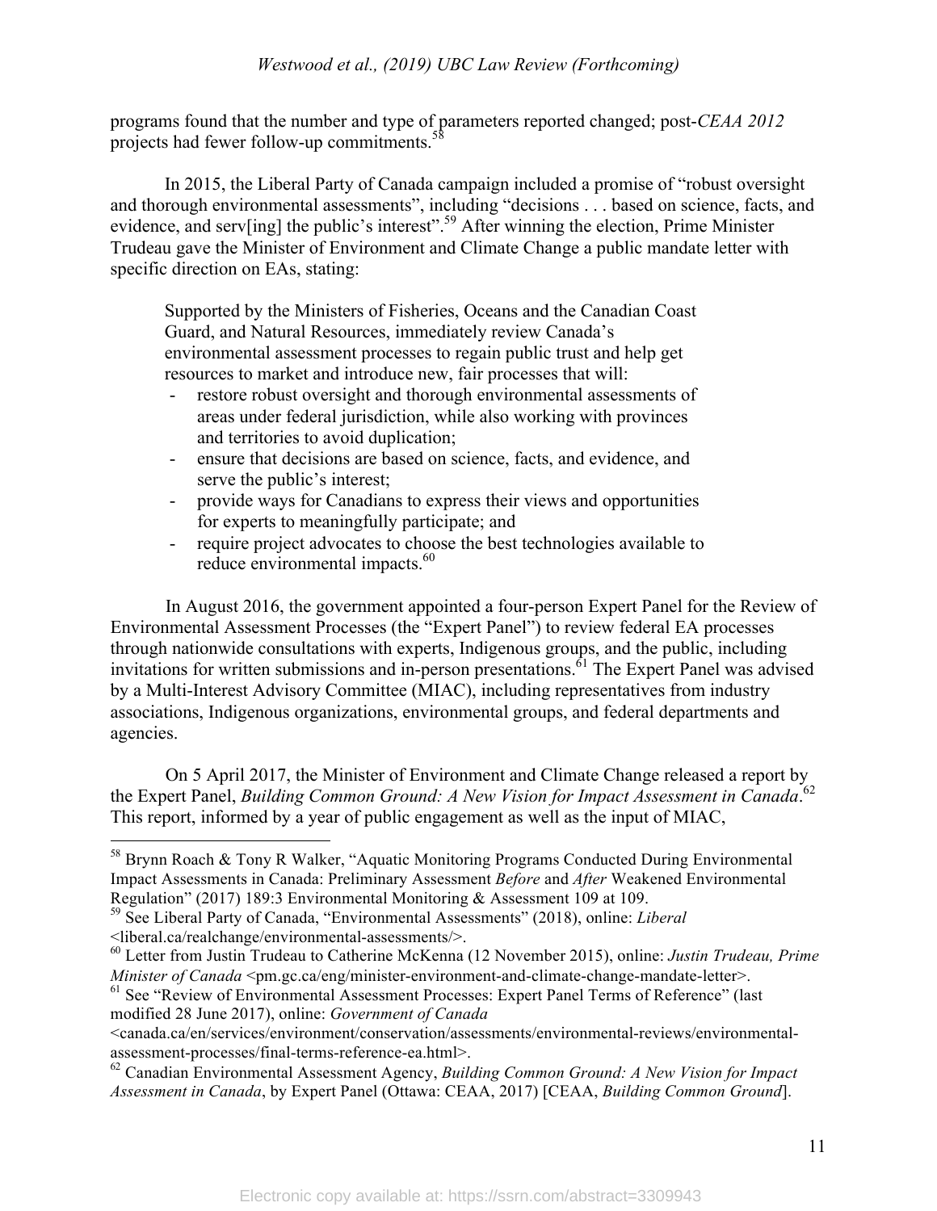programs found that the number and type of parameters reported changed; post-*CEAA 2012* projects had fewer follow-up commitments.[58]

In 2015, the Liberal Party of Canada campaign included a promise of "robust oversight and thorough environmental assessments", including "decisions . . . based on science, facts, and evidence, and serv[ing] the public's interest".[59] After winning the election, Prime Minister Trudeau gave the Minister of Environment and Climate Change a public mandate letter with specific direction on EAs, stating:

> Supported by the Ministers of Fisheries, Oceans and the Canadian Coast Guard, and Natural Resources, immediately review Canada's environmental assessment processes to regain public trust and help get resources to market and introduce new, fair processes that will:
>
> - restore robust oversight and thorough environmental assessments of areas under federal jurisdiction, while also working with provinces and territories to avoid duplication;
> - ensure that decisions are based on science, facts, and evidence, and serve the public's interest;
> - provide ways for Canadians to express their views and opportunities for experts to meaningfully participate; and
> - require project advocates to choose the best technologies available to reduce environmental impacts.[60]

In August 2016, the government appointed a four-person Expert Panel for the Review of Environmental Assessment Processes (the "Expert Panel") to review federal EA processes through nationwide consultations with experts, Indigenous groups, and the public, including invitations for written submissions and in-person presentations.[61] The Expert Panel was advised by a Multi-Interest Advisory Committee (MIAC), including representatives from industry associations, Indigenous organizations, environmental groups, and federal departments and agencies.

On 5 April 2017, the Minister of Environment and Climate Change released a report by the Expert Panel, *Building Common Ground: A New Vision for Impact Assessment in Canada*.[62] This report, informed by a year of public engagement as well as the input of MIAC,

---

[58] Brynn Roach & Tony R Walker, "Aquatic Monitoring Programs Conducted During Environmental Impact Assessments in Canada: Preliminary Assessment *Before* and *After* Weakened Environmental Regulation" (2017) 189:3 Environmental Monitoring & Assessment 109 at 109.

[59] See Liberal Party of Canada, "Environmental Assessments" (2018), online: *Liberal* <liberal.ca/realchange/environmental-assessments/>.

[60] Letter from Justin Trudeau to Catherine McKenna (12 November 2015), online: *Justin Trudeau, Prime Minister of Canada* <pm.gc.ca/eng/minister-environment-and-climate-change-mandate-letter>.

[61] See "Review of Environmental Assessment Processes: Expert Panel Terms of Reference" (last modified 28 June 2017), online: *Government of Canada* <canada.ca/en/services/environment/conservation/assessments/environmental-reviews/environmental-assessment-processes/final-terms-reference-ea.html>.

[62] Canadian Environmental Assessment Agency, *Building Common Ground: A New Vision for Impact Assessment in Canada*, by Expert Panel (Ottawa: CEAA, 2017) [CEAA, *Building Common Ground*].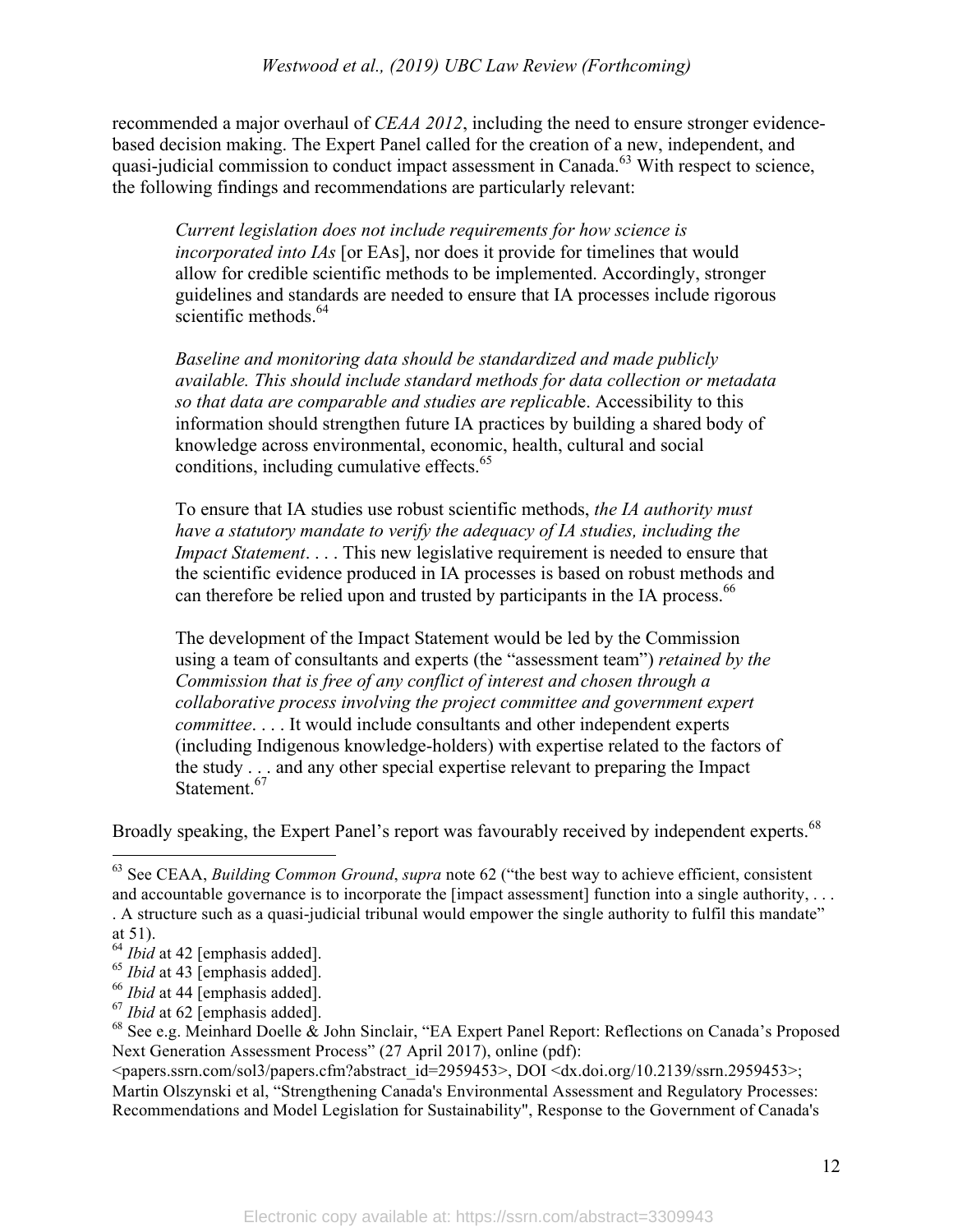recommended a major overhaul of *CEAA 2012*, including the need to ensure stronger evidence-based decision making. The Expert Panel called for the creation of a new, independent, and quasi-judicial commission to conduct impact assessment in Canada.[63] With respect to science, the following findings and recommendations are particularly relevant:

> *Current legislation does not include requirements for how science is incorporated into IAs* [or EAs], nor does it provide for timelines that would allow for credible scientific methods to be implemented. Accordingly, stronger guidelines and standards are needed to ensure that IA processes include rigorous scientific methods.[64]
>
> *Baseline and monitoring data should be standardized and made publicly available. This should include standard methods for data collection or metadata so that data are comparable and studies are replicabl*e. Accessibility to this information should strengthen future IA practices by building a shared body of knowledge across environmental, economic, health, cultural and social conditions, including cumulative effects.[65]
>
> To ensure that IA studies use robust scientific methods, *the IA authority must have a statutory mandate to verify the adequacy of IA studies, including the Impact Statement*. . . . This new legislative requirement is needed to ensure that the scientific evidence produced in IA processes is based on robust methods and can therefore be relied upon and trusted by participants in the IA process.[66]
>
> The development of the Impact Statement would be led by the Commission using a team of consultants and experts (the "assessment team") *retained by the Commission that is free of any conflict of interest and chosen through a collaborative process involving the project committee and government expert committee*. . . . It would include consultants and other independent experts (including Indigenous knowledge-holders) with expertise related to the factors of the study . . . and any other special expertise relevant to preparing the Impact Statement.[67]

Broadly speaking, the Expert Panel's report was favourably received by independent experts.[68]

---

[63] See CEAA, *Building Common Ground*, *supra* note 62 ("the best way to achieve efficient, consistent and accountable governance is to incorporate the [impact assessment] function into a single authority, . . . . A structure such as a quasi-judicial tribunal would empower the single authority to fulfil this mandate" at 51).

[64] *Ibid* at 42 [emphasis added].

[65] *Ibid* at 43 [emphasis added].

[66] *Ibid* at 44 [emphasis added].

[67] *Ibid* at 62 [emphasis added].

[68] See e.g. Meinhard Doelle & John Sinclair, "EA Expert Panel Report: Reflections on Canada's Proposed Next Generation Assessment Process" (27 April 2017), online (pdf): <papers.ssrn.com/sol3/papers.cfm?abstract_id=2959453>, DOI <dx.doi.org/10.2139/ssrn.2959453>; Martin Olszynski et al, "Strengthening Canada's Environmental Assessment and Regulatory Processes: Recommendations and Model Legislation for Sustainability", Response to the Government of Canada's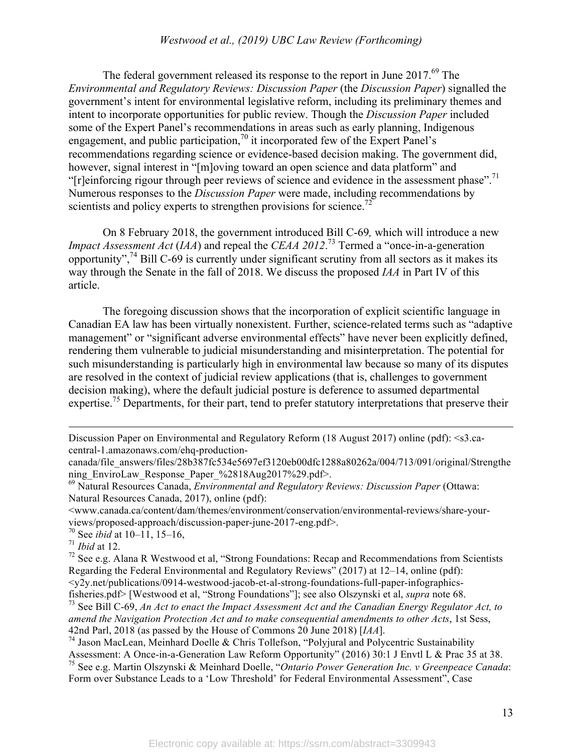The federal government released its response to the report in June 2017.[69] The *Environmental and Regulatory Reviews: Discussion Paper* (the *Discussion Paper*) signalled the government's intent for environmental legislative reform, including its preliminary themes and intent to incorporate opportunities for public review. Though the *Discussion Paper* included some of the Expert Panel's recommendations in areas such as early planning, Indigenous engagement, and public participation,[70] it incorporated few of the Expert Panel's recommendations regarding science or evidence-based decision making. The government did, however, signal interest in "[m]oving toward an open science and data platform" and "[r]einforcing rigour through peer reviews of science and evidence in the assessment phase".[71] Numerous responses to the *Discussion Paper* were made, including recommendations by scientists and policy experts to strengthen provisions for science.[72]

On 8 February 2018, the government introduced Bill C-69*,* which will introduce a new *Impact Assessment Act* (*IAA*) and repeal the *CEAA 2012*.[73] Termed a "once-in-a-generation opportunity",[74] Bill C-69 is currently under significant scrutiny from all sectors as it makes its way through the Senate in the fall of 2018. We discuss the proposed *IAA* in Part IV of this article.

The foregoing discussion shows that the incorporation of explicit scientific language in Canadian EA law has been virtually nonexistent. Further, science-related terms such as "adaptive management" or "significant adverse environmental effects" have never been explicitly defined, rendering them vulnerable to judicial misunderstanding and misinterpretation. The potential for such misunderstanding is particularly high in environmental law because so many of its disputes are resolved in the context of judicial review applications (that is, challenges to government decision making), where the default judicial posture is deference to assumed departmental expertise.[75] Departments, for their part, tend to prefer statutory interpretations that preserve their

---

Discussion Paper on Environmental and Regulatory Reform (18 August 2017) online (pdf): <s3.ca-central-1.amazonaws.com/ehq-production-canada/file_answers/files/28b387fc534e5697ef3120eb00dfc1288a80262a/004/713/091/original/Strengthening_EnviroLaw_Response_Paper_%2818Aug2017%29.pdf>.

[69] Natural Resources Canada, *Environmental and Regulatory Reviews: Discussion Paper* (Ottawa: Natural Resources Canada, 2017), online (pdf): <www.canada.ca/content/dam/themes/environment/conservation/environmental-reviews/share-your-views/proposed-approach/discussion-paper-june-2017-eng.pdf>.

[70] See *ibid* at 10–11, 15–16,

[71] *Ibid* at 12.

[72] See e.g. Alana R Westwood et al, "Strong Foundations: Recap and Recommendations from Scientists Regarding the Federal Environmental and Regulatory Reviews" (2017) at 12–14, online (pdf): <y2y.net/publications/0914-westwood-jacob-et-al-strong-foundations-full-paper-infographics-fisheries.pdf> [Westwood et al, "Strong Foundations"]; see also Olszynski et al, *supra* note 68.

[73] See Bill C-69, *An Act to enact the Impact Assessment Act and the Canadian Energy Regulator Act, to amend the Navigation Protection Act and to make consequential amendments to other Acts*, 1st Sess, 42nd Parl, 2018 (as passed by the House of Commons 20 June 2018) [*IAA*].

[74] Jason MacLean, Meinhard Doelle & Chris Tollefson, "Polyjural and Polycentric Sustainability Assessment: A Once-in-a-Generation Law Reform Opportunity" (2016) 30:1 J Envtl L & Prac 35 at 38.

[75] See e.g. Martin Olszynski & Meinhard Doelle, "*Ontario Power Generation Inc. v Greenpeace Canada*: Form over Substance Leads to a 'Low Threshold' for Federal Environmental Assessment", Case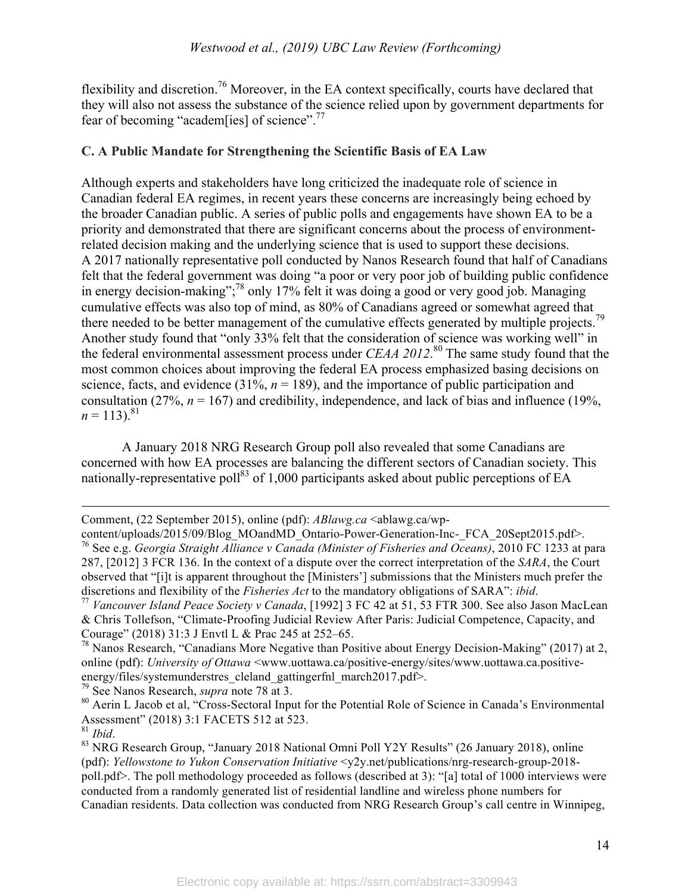flexibility and discretion.[76] Moreover, in the EA context specifically, courts have declared that they will also not assess the substance of the science relied upon by government departments for fear of becoming "academ[ies] of science".[77]

### C. A Public Mandate for Strengthening the Scientific Basis of EA Law

Although experts and stakeholders have long criticized the inadequate role of science in Canadian federal EA regimes, in recent years these concerns are increasingly being echoed by the broader Canadian public. A series of public polls and engagements have shown EA to be a priority and demonstrated that there are significant concerns about the process of environment-related decision making and the underlying science that is used to support these decisions. A 2017 nationally representative poll conducted by Nanos Research found that half of Canadians felt that the federal government was doing "a poor or very poor job of building public confidence in energy decision-making";[78] only 17% felt it was doing a good or very good job. Managing cumulative effects was also top of mind, as 80% of Canadians agreed or somewhat agreed that there needed to be better management of the cumulative effects generated by multiple projects.[79] Another study found that "only 33% felt that the consideration of science was working well" in the federal environmental assessment process under *CEAA 2012*.[80] The same study found that the most common choices about improving the federal EA process emphasized basing decisions on science, facts, and evidence (31%, $n = 189$), and the importance of public participation and consultation (27%, $n = 167$) and credibility, independence, and lack of bias and influence (19%, $n = 113$).[81]

A January 2018 NRG Research Group poll also revealed that some Canadians are concerned with how EA processes are balancing the different sectors of Canadian society. This nationally-representative poll[83] of 1,000 participants asked about public perceptions of EA

---

Comment, (22 September 2015), online (pdf): *ABlawg.ca* <ablawg.ca/wp-content/uploads/2015/09/Blog_MOandMD_Ontario-Power-Generation-Inc-_FCA_20Sept2015.pdf>.

[76] See e.g. *Georgia Straight Alliance v Canada (Minister of Fisheries and Oceans)*, 2010 FC 1233 at para 287, [2012] 3 FCR 136. In the context of a dispute over the correct interpretation of the *SARA*, the Court observed that "[i]t is apparent throughout the [Ministers'] submissions that the Ministers much prefer the discretions and flexibility of the *Fisheries Act* to the mandatory obligations of SARA": *ibid*.

[77] *Vancouver Island Peace Society v Canada*, [1992] 3 FC 42 at 51, 53 FTR 300. See also Jason MacLean & Chris Tollefson, "Climate-Proofing Judicial Review After Paris: Judicial Competence, Capacity, and Courage" (2018) 31:3 J Envtl L & Prac 245 at 252–65.

[78] Nanos Research, "Canadians More Negative than Positive about Energy Decision-Making" (2017) at 2, online (pdf): *University of Ottawa* <www.uottawa.ca/positive-energy/sites/www.uottawa.ca.positive-energy/files/systemunderstres_cleland_gattingerfnl_march2017.pdf>.

[79] See Nanos Research, *supra* note 78 at 3.

[80] Aerin L Jacob et al, "Cross-Sectoral Input for the Potential Role of Science in Canada's Environmental Assessment" (2018) 3:1 FACETS 512 at 523.

[81] *Ibid*.

[83] NRG Research Group, "January 2018 National Omni Poll Y2Y Results" (26 January 2018), online (pdf): *Yellowstone to Yukon Conservation Initiative* <y2y.net/publications/nrg-research-group-2018-poll.pdf>. The poll methodology proceeded as follows (described at 3): "[a] total of 1000 interviews were conducted from a randomly generated list of residential landline and wireless phone numbers for Canadian residents. Data collection was conducted from NRG Research Group's call centre in Winnipeg,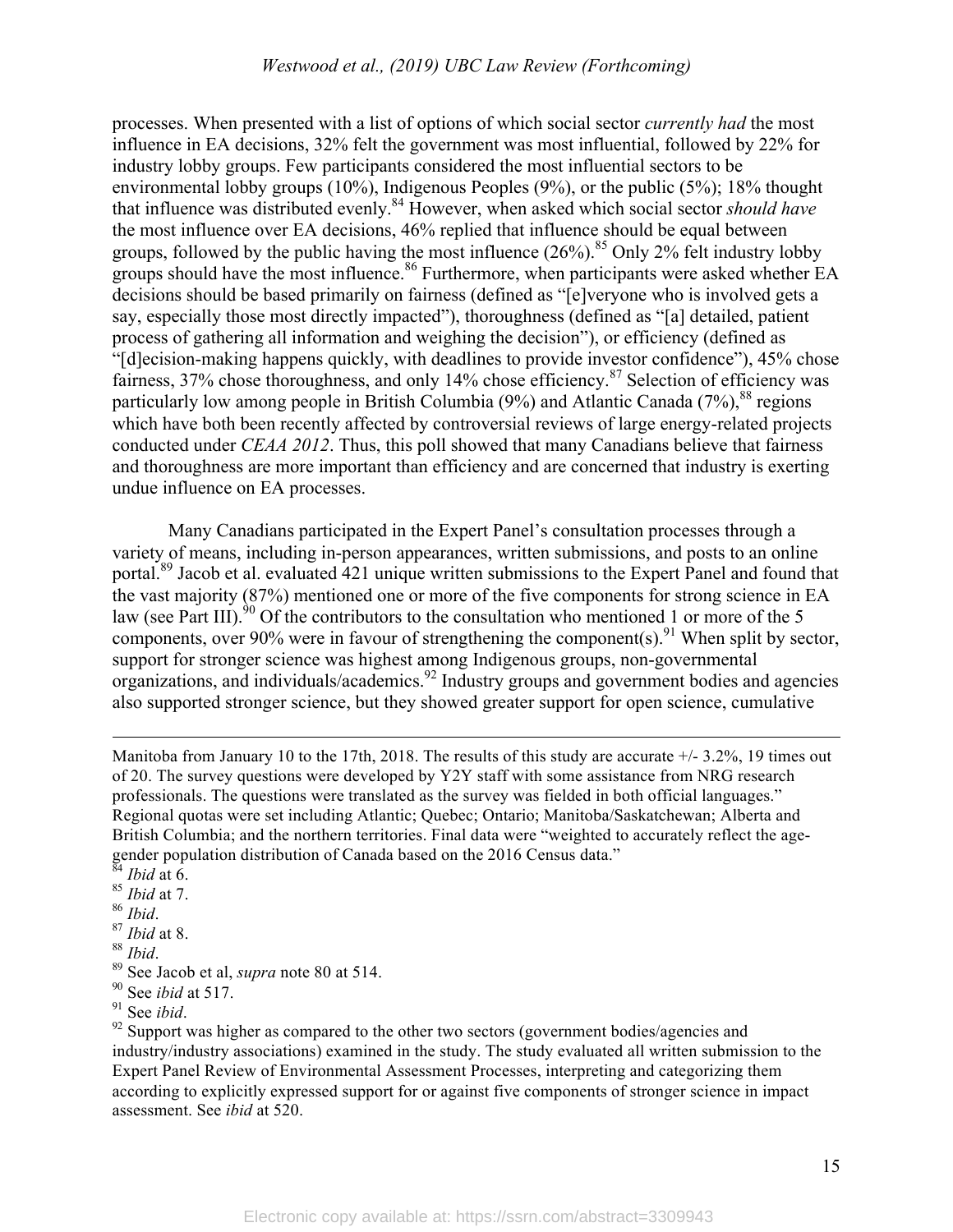processes. When presented with a list of options of which social sector *currently had* the most influence in EA decisions, 32% felt the government was most influential, followed by 22% for industry lobby groups. Few participants considered the most influential sectors to be environmental lobby groups (10%), Indigenous Peoples (9%), or the public (5%); 18% thought that influence was distributed evenly.[84] However, when asked which social sector *should have* the most influence over EA decisions, 46% replied that influence should be equal between groups, followed by the public having the most influence (26%).[85] Only 2% felt industry lobby groups should have the most influence.[86] Furthermore, when participants were asked whether EA decisions should be based primarily on fairness (defined as "[e]veryone who is involved gets a say, especially those most directly impacted"), thoroughness (defined as "[a] detailed, patient process of gathering all information and weighing the decision"), or efficiency (defined as "[d]ecision-making happens quickly, with deadlines to provide investor confidence"), 45% chose fairness, 37% chose thoroughness, and only 14% chose efficiency.[87] Selection of efficiency was particularly low among people in British Columbia (9%) and Atlantic Canada (7%),[88] regions which have both been recently affected by controversial reviews of large energy-related projects conducted under *CEAA 2012*. Thus, this poll showed that many Canadians believe that fairness and thoroughness are more important than efficiency and are concerned that industry is exerting undue influence on EA processes.

Many Canadians participated in the Expert Panel's consultation processes through a variety of means, including in-person appearances, written submissions, and posts to an online portal.[89] Jacob et al. evaluated 421 unique written submissions to the Expert Panel and found that the vast majority (87%) mentioned one or more of the five components for strong science in EA law (see Part III).[90] Of the contributors to the consultation who mentioned 1 or more of the 5 components, over 90% were in favour of strengthening the component(s).[91] When split by sector, support for stronger science was highest among Indigenous groups, non-governmental organizations, and individuals/academics.[92] Industry groups and government bodies and agencies also supported stronger science, but they showed greater support for open science, cumulative

---

Manitoba from January 10 to the 17th, 2018. The results of this study are accurate +/- 3.2%, 19 times out of 20. The survey questions were developed by Y2Y staff with some assistance from NRG research professionals. The questions were translated as the survey was fielded in both official languages." Regional quotas were set including Atlantic; Quebec; Ontario; Manitoba/Saskatchewan; Alberta and British Columbia; and the northern territories. Final data were "weighted to accurately reflect the age-gender population distribution of Canada based on the 2016 Census data."

[84] *Ibid* at 6.

[85] *Ibid* at 7.

[86] *Ibid*.

[87] *Ibid* at 8.

[88] *Ibid*.

[89] See Jacob et al, *supra* note 80 at 514.

[90] See *ibid* at 517.

[91] See *ibid*.

[92] Support was higher as compared to the other two sectors (government bodies/agencies and industry/industry associations) examined in the study. The study evaluated all written submission to the Expert Panel Review of Environmental Assessment Processes, interpreting and categorizing them according to explicitly expressed support for or against five components of stronger science in impact assessment. See *ibid* at 520.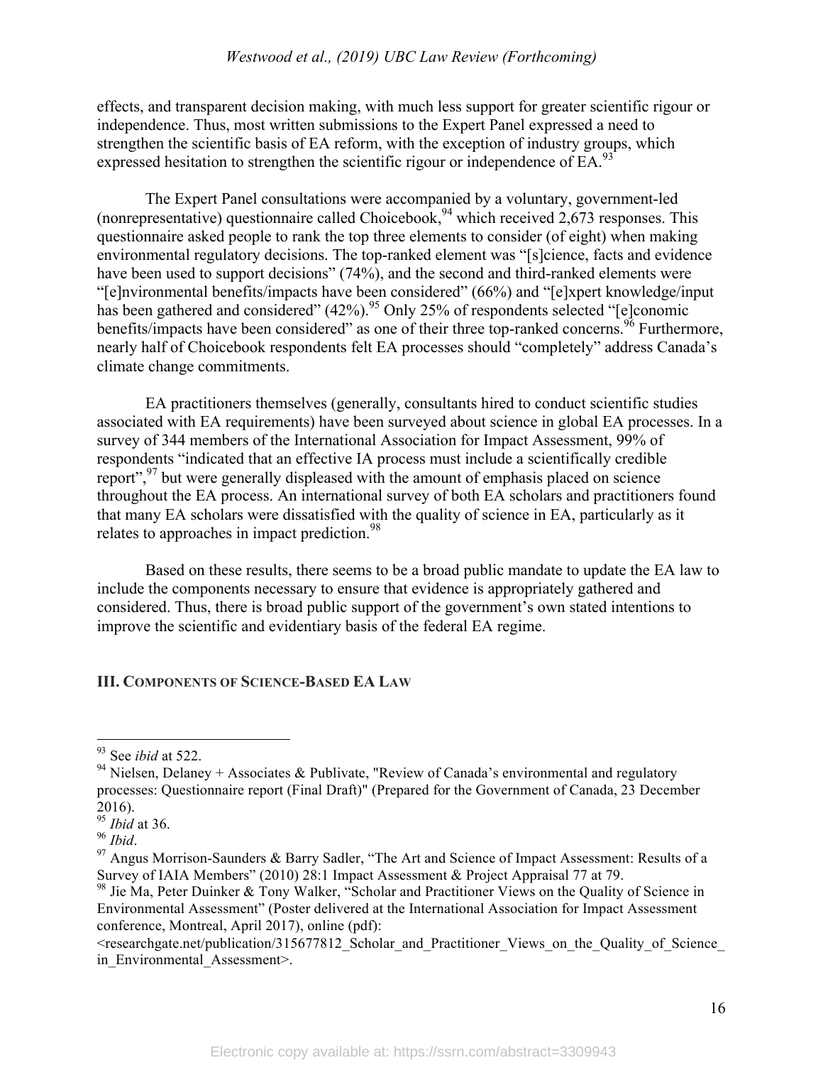effects, and transparent decision making, with much less support for greater scientific rigour or independence. Thus, most written submissions to the Expert Panel expressed a need to strengthen the scientific basis of EA reform, with the exception of industry groups, which expressed hesitation to strengthen the scientific rigour or independence of EA.[93]

The Expert Panel consultations were accompanied by a voluntary, government-led (nonrepresentative) questionnaire called Choicebook,[94] which received 2,673 responses. This questionnaire asked people to rank the top three elements to consider (of eight) when making environmental regulatory decisions. The top-ranked element was "[s]cience, facts and evidence have been used to support decisions" (74%), and the second and third-ranked elements were "[e]nvironmental benefits/impacts have been considered" (66%) and "[e]xpert knowledge/input has been gathered and considered" (42%).[95] Only 25% of respondents selected "[e]conomic benefits/impacts have been considered" as one of their three top-ranked concerns.[96] Furthermore, nearly half of Choicebook respondents felt EA processes should "completely" address Canada's climate change commitments.

EA practitioners themselves (generally, consultants hired to conduct scientific studies associated with EA requirements) have been surveyed about science in global EA processes. In a survey of 344 members of the International Association for Impact Assessment, 99% of respondents "indicated that an effective IA process must include a scientifically credible report",[97] but were generally displeased with the amount of emphasis placed on science throughout the EA process. An international survey of both EA scholars and practitioners found that many EA scholars were dissatisfied with the quality of science in EA, particularly as it relates to approaches in impact prediction.[98]

Based on these results, there seems to be a broad public mandate to update the EA law to include the components necessary to ensure that evidence is appropriately gathered and considered. Thus, there is broad public support of the government's own stated intentions to improve the scientific and evidentiary basis of the federal EA regime.

## III. COMPONENTS OF SCIENCE-BASED EA LAW

---

[93] See *ibid* at 522.

[94] Nielsen, Delaney + Associates & Publivate, "Review of Canada's environmental and regulatory processes: Questionnaire report (Final Draft)" (Prepared for the Government of Canada, 23 December 2016).

[95] *Ibid* at 36.

[96] *Ibid*.

[97] Angus Morrison-Saunders & Barry Sadler, "The Art and Science of Impact Assessment: Results of a Survey of IAIA Members" (2010) 28:1 Impact Assessment & Project Appraisal 77 at 79.

[98] Jie Ma, Peter Duinker & Tony Walker, "Scholar and Practitioner Views on the Quality of Science in Environmental Assessment" (Poster delivered at the International Association for Impact Assessment conference, Montreal, April 2017), online (pdf): <researchgate.net/publication/315677812_Scholar_and_Practitioner_Views_on_the_Quality_of_Science_in_Environmental_Assessment>.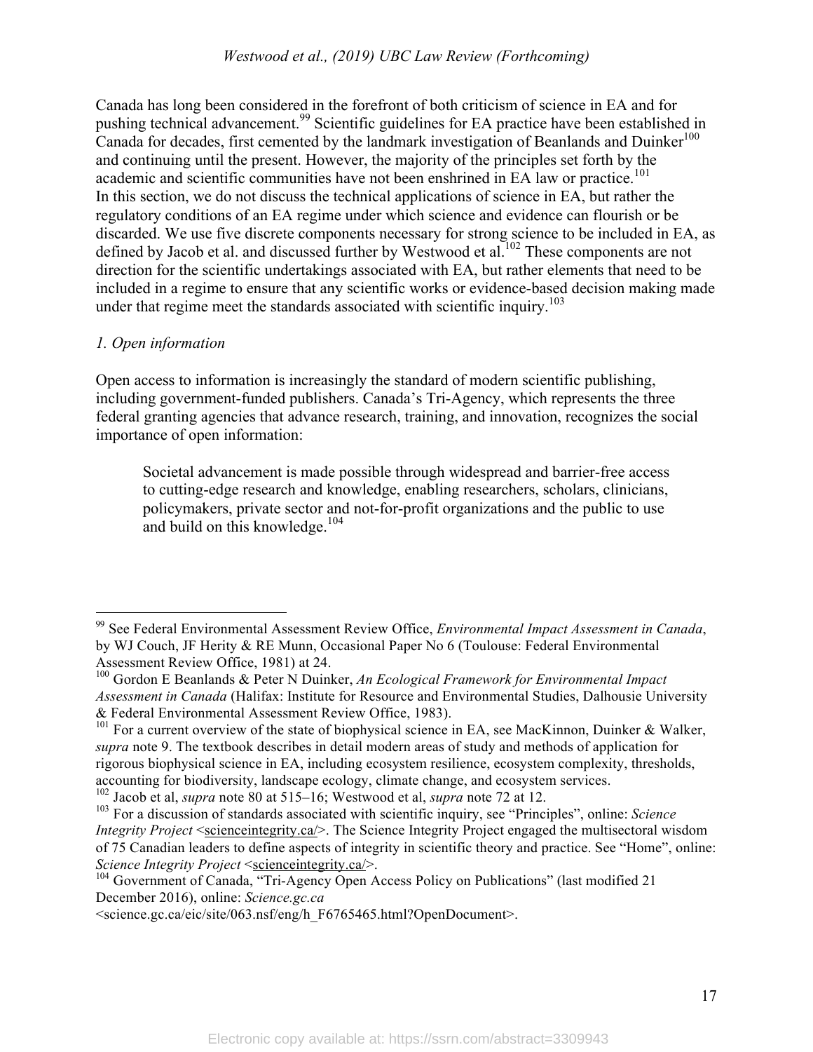Canada has long been considered in the forefront of both criticism of science in EA and for pushing technical advancement.[99] Scientific guidelines for EA practice have been established in Canada for decades, first cemented by the landmark investigation of Beanlands and Duinker[100] and continuing until the present. However, the majority of the principles set forth by the academic and scientific communities have not been enshrined in EA law or practice.[101] In this section, we do not discuss the technical applications of science in EA, but rather the regulatory conditions of an EA regime under which science and evidence can flourish or be discarded. We use five discrete components necessary for strong science to be included in EA, as defined by Jacob et al. and discussed further by Westwood et al.[102] These components are not direction for the scientific undertakings associated with EA, but rather elements that need to be included in a regime to ensure that any scientific works or evidence-based decision making made under that regime meet the standards associated with scientific inquiry.[103]

*1. Open information*

Open access to information is increasingly the standard of modern scientific publishing, including government-funded publishers. Canada's Tri-Agency, which represents the three federal granting agencies that advance research, training, and innovation, recognizes the social importance of open information:

> Societal advancement is made possible through widespread and barrier-free access to cutting-edge research and knowledge, enabling researchers, scholars, clinicians, policymakers, private sector and not-for-profit organizations and the public to use and build on this knowledge.[104]

---

[99] See Federal Environmental Assessment Review Office, *Environmental Impact Assessment in Canada*, by WJ Couch, JF Herity & RE Munn, Occasional Paper No 6 (Toulouse: Federal Environmental Assessment Review Office, 1981) at 24.

[100] Gordon E Beanlands & Peter N Duinker, *An Ecological Framework for Environmental Impact Assessment in Canada* (Halifax: Institute for Resource and Environmental Studies, Dalhousie University & Federal Environmental Assessment Review Office, 1983).

[101] For a current overview of the state of biophysical science in EA, see MacKinnon, Duinker & Walker, *supra* note 9. The textbook describes in detail modern areas of study and methods of application for rigorous biophysical science in EA, including ecosystem resilience, ecosystem complexity, thresholds, accounting for biodiversity, landscape ecology, climate change, and ecosystem services.

[102] Jacob et al, *supra* note 80 at 515–16; Westwood et al, *supra* note 72 at 12.

[103] For a discussion of standards associated with scientific inquiry, see "Principles", online: *Science Integrity Project* <scienceintegrity.ca/>. The Science Integrity Project engaged the multisectoral wisdom of 75 Canadian leaders to define aspects of integrity in scientific theory and practice. See "Home", online: *Science Integrity Project* <scienceintegrity.ca/>.

[104] Government of Canada, "Tri-Agency Open Access Policy on Publications" (last modified 21 December 2016), online: *Science.gc.ca* <science.gc.ca/eic/site/063.nsf/eng/h_F6765465.html?OpenDocument>.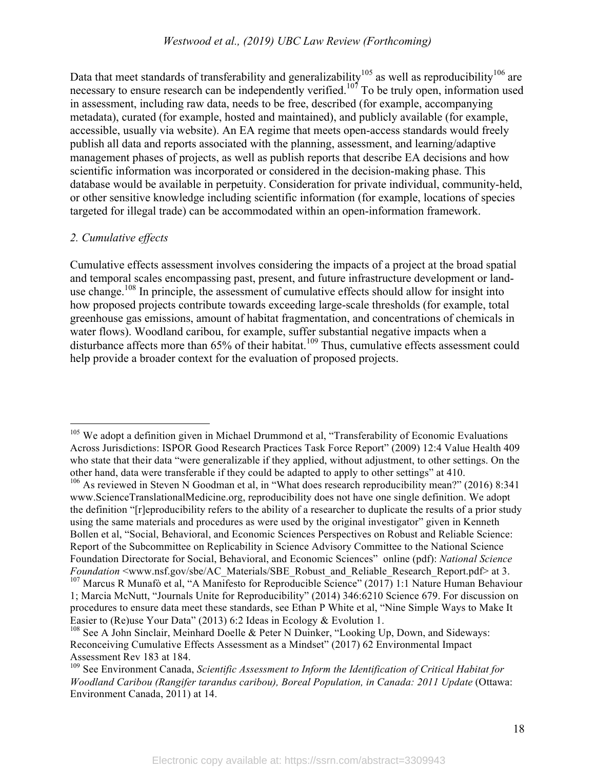Data that meet standards of transferability and generalizability[105] as well as reproducibility[106] are necessary to ensure research can be independently verified.[107] To be truly open, information used in assessment, including raw data, needs to be free, described (for example, accompanying metadata), curated (for example, hosted and maintained), and publicly available (for example, accessible, usually via website). An EA regime that meets open-access standards would freely publish all data and reports associated with the planning, assessment, and learning/adaptive management phases of projects, as well as publish reports that describe EA decisions and how scientific information was incorporated or considered in the decision-making phase. This database would be available in perpetuity. Consideration for private individual, community-held, or other sensitive knowledge including scientific information (for example, locations of species targeted for illegal trade) can be accommodated within an open-information framework.

*2. Cumulative effects*

Cumulative effects assessment involves considering the impacts of a project at the broad spatial and temporal scales encompassing past, present, and future infrastructure development or land-use change.[108] In principle, the assessment of cumulative effects should allow for insight into how proposed projects contribute towards exceeding large-scale thresholds (for example, total greenhouse gas emissions, amount of habitat fragmentation, and concentrations of chemicals in water flows). Woodland caribou, for example, suffer substantial negative impacts when a disturbance affects more than 65% of their habitat.[109] Thus, cumulative effects assessment could help provide a broader context for the evaluation of proposed projects.

---

[105] We adopt a definition given in Michael Drummond et al, "Transferability of Economic Evaluations Across Jurisdictions: ISPOR Good Research Practices Task Force Report" (2009) 12:4 Value Health 409 who state that their data "were generalizable if they applied, without adjustment, to other settings. On the other hand, data were transferable if they could be adapted to apply to other settings" at 410.

[106] As reviewed in Steven N Goodman et al, in "What does research reproducibility mean?" (2016) 8:341 www.ScienceTranslationalMedicine.org, reproducibility does not have one single definition. We adopt the definition "[r]eproducibility refers to the ability of a researcher to duplicate the results of a prior study using the same materials and procedures as were used by the original investigator" given in Kenneth Bollen et al, "Social, Behavioral, and Economic Sciences Perspectives on Robust and Reliable Science: Report of the Subcommittee on Replicability in Science Advisory Committee to the National Science Foundation Directorate for Social, Behavioral, and Economic Sciences" online (pdf): *National Science Foundation* <www.nsf.gov/sbe/AC_Materials/SBE_Robust_and_Reliable_Research_Report.pdf> at 3.

[107] Marcus R Munafò et al, "A Manifesto for Reproducible Science" (2017) 1:1 Nature Human Behaviour 1; Marcia McNutt, "Journals Unite for Reproducibility" (2014) 346:6210 Science 679. For discussion on procedures to ensure data meet these standards, see Ethan P White et al, "Nine Simple Ways to Make It Easier to (Re)use Your Data" (2013) 6:2 Ideas in Ecology & Evolution 1.

[108] See A John Sinclair, Meinhard Doelle & Peter N Duinker, "Looking Up, Down, and Sideways: Reconceiving Cumulative Effects Assessment as a Mindset" (2017) 62 Environmental Impact Assessment Rev 183 at 184.

[109] See Environment Canada, *Scientific Assessment to Inform the Identification of Critical Habitat for Woodland Caribou (Rangifer tarandus caribou), Boreal Population, in Canada: 2011 Update* (Ottawa: Environment Canada, 2011) at 14.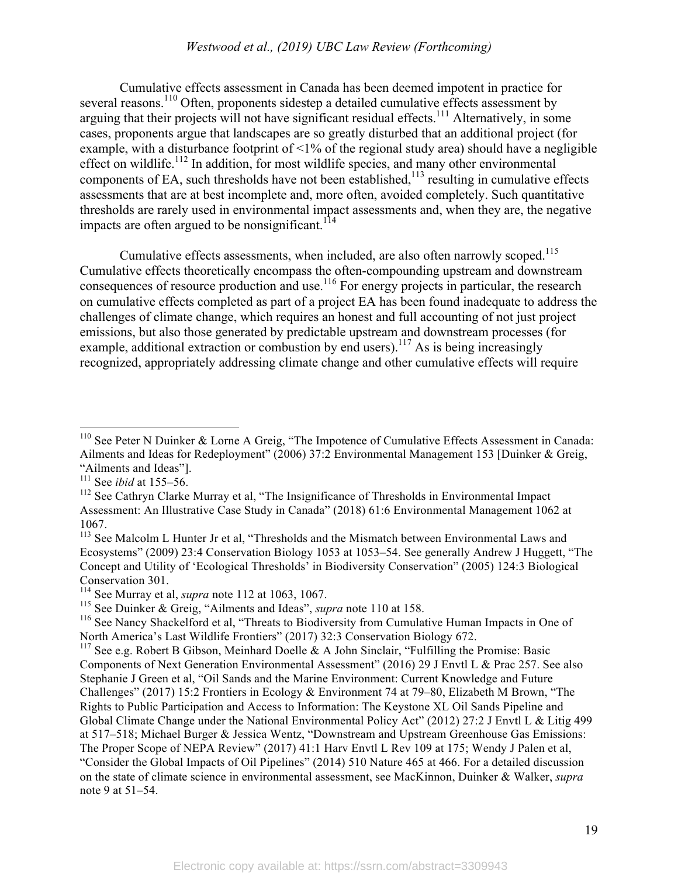Cumulative effects assessment in Canada has been deemed impotent in practice for several reasons.[110] Often, proponents sidestep a detailed cumulative effects assessment by arguing that their projects will not have significant residual effects.[111] Alternatively, in some cases, proponents argue that landscapes are so greatly disturbed that an additional project (for example, with a disturbance footprint of <1% of the regional study area) should have a negligible effect on wildlife.[112] In addition, for most wildlife species, and many other environmental components of EA, such thresholds have not been established,[113] resulting in cumulative effects assessments that are at best incomplete and, more often, avoided completely. Such quantitative thresholds are rarely used in environmental impact assessments and, when they are, the negative impacts are often argued to be nonsignificant.[114]

Cumulative effects assessments, when included, are also often narrowly scoped.[115] Cumulative effects theoretically encompass the often-compounding upstream and downstream consequences of resource production and use.[116] For energy projects in particular, the research on cumulative effects completed as part of a project EA has been found inadequate to address the challenges of climate change, which requires an honest and full accounting of not just project emissions, but also those generated by predictable upstream and downstream processes (for example, additional extraction or combustion by end users).[117] As is being increasingly recognized, appropriately addressing climate change and other cumulative effects will require

---

[110] See Peter N Duinker & Lorne A Greig, "The Impotence of Cumulative Effects Assessment in Canada: Ailments and Ideas for Redeployment" (2006) 37:2 Environmental Management 153 [Duinker & Greig, "Ailments and Ideas"].

[111] See *ibid* at 155–56.

[112] See Cathryn Clarke Murray et al, "The Insignificance of Thresholds in Environmental Impact Assessment: An Illustrative Case Study in Canada" (2018) 61:6 Environmental Management 1062 at 1067.

[113] See Malcolm L Hunter Jr et al, "Thresholds and the Mismatch between Environmental Laws and Ecosystems" (2009) 23:4 Conservation Biology 1053 at 1053–54. See generally Andrew J Huggett, "The Concept and Utility of 'Ecological Thresholds' in Biodiversity Conservation" (2005) 124:3 Biological Conservation 301.

[114] See Murray et al, *supra* note 112 at 1063, 1067.

[115] See Duinker & Greig, "Ailments and Ideas", *supra* note 110 at 158.

[116] See Nancy Shackelford et al, "Threats to Biodiversity from Cumulative Human Impacts in One of North America's Last Wildlife Frontiers" (2017) 32:3 Conservation Biology 672.

[117] See e.g. Robert B Gibson, Meinhard Doelle & A John Sinclair, "Fulfilling the Promise: Basic Components of Next Generation Environmental Assessment" (2016) 29 J Envtl L & Prac 257. See also Stephanie J Green et al, "Oil Sands and the Marine Environment: Current Knowledge and Future Challenges" (2017) 15:2 Frontiers in Ecology & Environment 74 at 79–80, Elizabeth M Brown, "The Rights to Public Participation and Access to Information: The Keystone XL Oil Sands Pipeline and Global Climate Change under the National Environmental Policy Act" (2012) 27:2 J Envtl L & Litig 499 at 517–518; Michael Burger & Jessica Wentz, "Downstream and Upstream Greenhouse Gas Emissions: The Proper Scope of NEPA Review" (2017) 41:1 Harv Envtl L Rev 109 at 175; Wendy J Palen et al, "Consider the Global Impacts of Oil Pipelines" (2014) 510 Nature 465 at 466. For a detailed discussion on the state of climate science in environmental assessment, see MacKinnon, Duinker & Walker, *supra* note 9 at 51–54.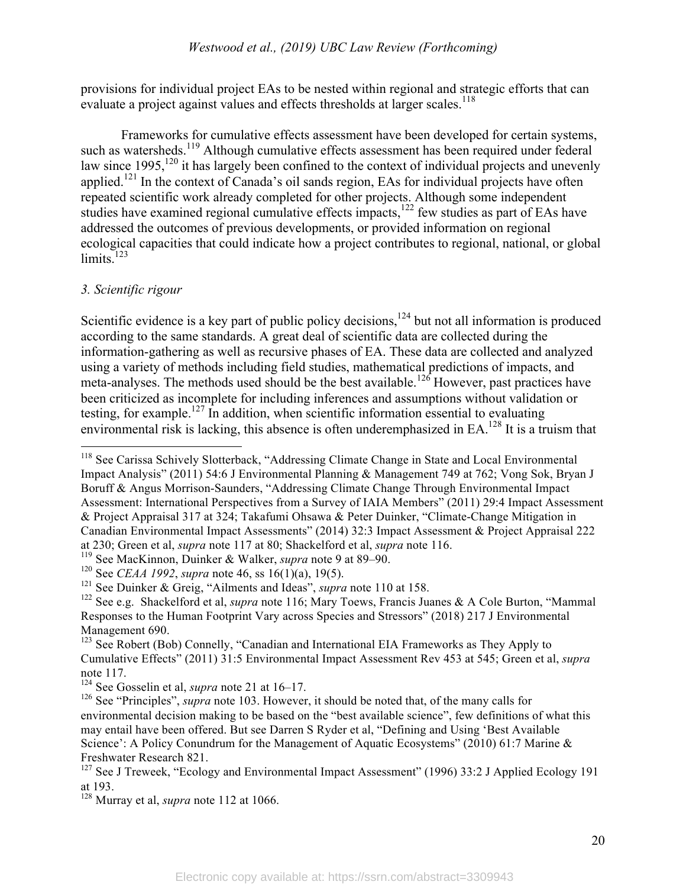provisions for individual project EAs to be nested within regional and strategic efforts that can evaluate a project against values and effects thresholds at larger scales.[118]

Frameworks for cumulative effects assessment have been developed for certain systems, such as watersheds.[119] Although cumulative effects assessment has been required under federal law since 1995,[120] it has largely been confined to the context of individual projects and unevenly applied.[121] In the context of Canada's oil sands region, EAs for individual projects have often repeated scientific work already completed for other projects. Although some independent studies have examined regional cumulative effects impacts,[122] few studies as part of EAs have addressed the outcomes of previous developments, or provided information on regional ecological capacities that could indicate how a project contributes to regional, national, or global limits.[123]

### *3. Scientific rigour*

Scientific evidence is a key part of public policy decisions,[124] but not all information is produced according to the same standards. A great deal of scientific data are collected during the information-gathering as well as recursive phases of EA. These data are collected and analyzed using a variety of methods including field studies, mathematical predictions of impacts, and meta-analyses. The methods used should be the best available.[126] However, past practices have been criticized as incomplete for including inferences and assumptions without validation or testing, for example.[127] In addition, when scientific information essential to evaluating environmental risk is lacking, this absence is often underemphasized in EA.[128] It is a truism that

---

[118] See Carissa Schively Slotterback, "Addressing Climate Change in State and Local Environmental Impact Analysis" (2011) 54:6 J Environmental Planning & Management 749 at 762; Vong Sok, Bryan J Boruff & Angus Morrison-Saunders, "Addressing Climate Change Through Environmental Impact Assessment: International Perspectives from a Survey of IAIA Members" (2011) 29:4 Impact Assessment & Project Appraisal 317 at 324; Takafumi Ohsawa & Peter Duinker, "Climate-Change Mitigation in Canadian Environmental Impact Assessments" (2014) 32:3 Impact Assessment & Project Appraisal 222 at 230; Green et al, *supra* note 117 at 80; Shackelford et al, *supra* note 116.

[119] See MacKinnon, Duinker & Walker, *supra* note 9 at 89–90.

[120] See *CEAA 1992*, *supra* note 46, ss 16(1)(a), 19(5).

[121] See Duinker & Greig, "Ailments and Ideas", *supra* note 110 at 158.

[122] See e.g. Shackelford et al, *supra* note 116; Mary Toews, Francis Juanes & A Cole Burton, "Mammal Responses to the Human Footprint Vary across Species and Stressors" (2018) 217 J Environmental Management 690.

[123] See Robert (Bob) Connelly, "Canadian and International EIA Frameworks as They Apply to Cumulative Effects" (2011) 31:5 Environmental Impact Assessment Rev 453 at 545; Green et al, *supra* note 117.

[124] See Gosselin et al, *supra* note 21 at 16–17.

[126] See "Principles", *supra* note 103. However, it should be noted that, of the many calls for environmental decision making to be based on the "best available science", few definitions of what this may entail have been offered. But see Darren S Ryder et al, "Defining and Using 'Best Available Science': A Policy Conundrum for the Management of Aquatic Ecosystems" (2010) 61:7 Marine & Freshwater Research 821.

[127] See J Treweek, "Ecology and Environmental Impact Assessment" (1996) 33:2 J Applied Ecology 191 at 193.

[128] Murray et al, *supra* note 112 at 1066.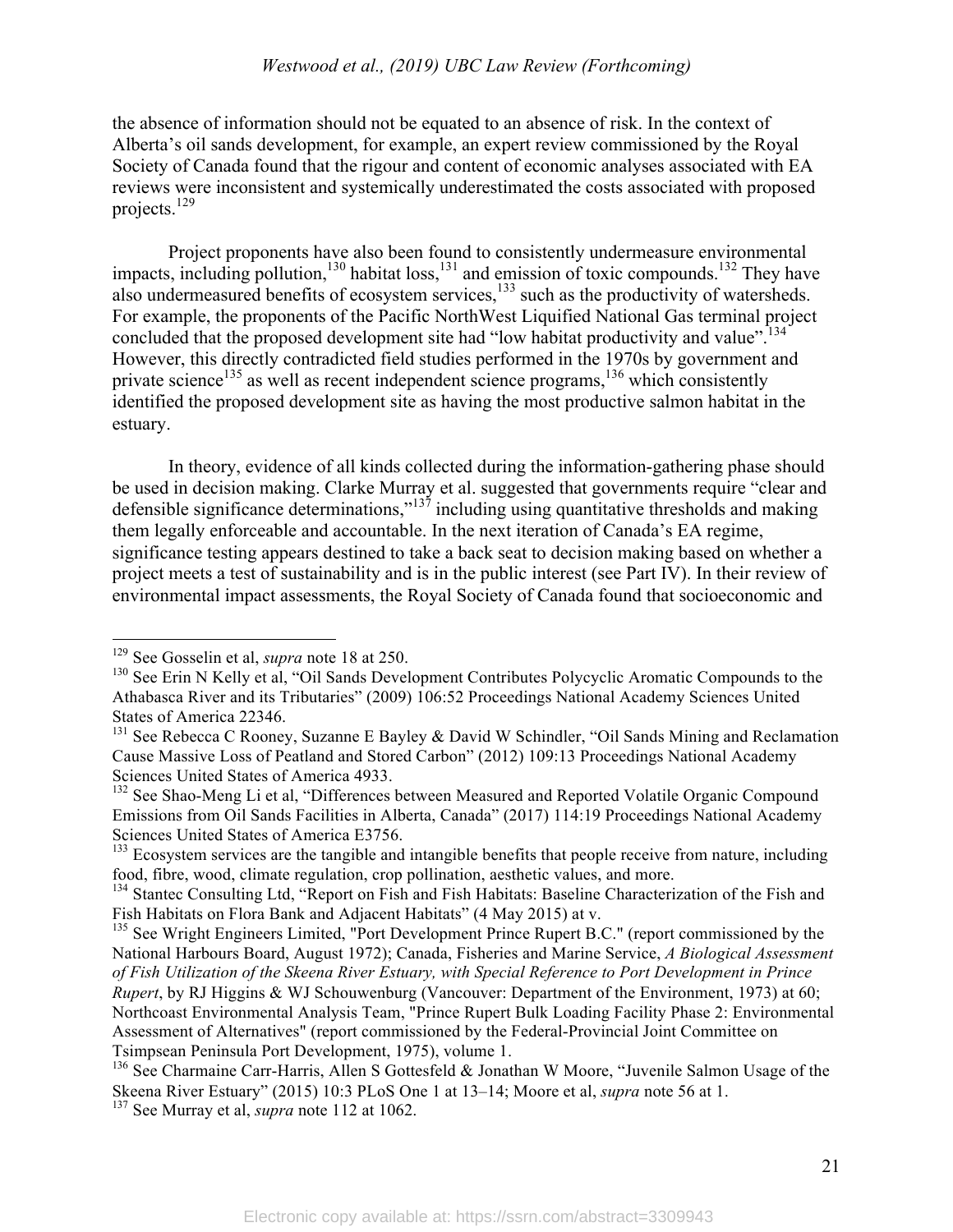the absence of information should not be equated to an absence of risk. In the context of Alberta's oil sands development, for example, an expert review commissioned by the Royal Society of Canada found that the rigour and content of economic analyses associated with EA reviews were inconsistent and systemically underestimated the costs associated with proposed projects.[129]

Project proponents have also been found to consistently undermeasure environmental impacts, including pollution,[130] habitat loss,[131] and emission of toxic compounds.[132] They have also undermeasured benefits of ecosystem services,[133] such as the productivity of watersheds. For example, the proponents of the Pacific NorthWest Liquified National Gas terminal project concluded that the proposed development site had "low habitat productivity and value".[134] However, this directly contradicted field studies performed in the 1970s by government and private science[135] as well as recent independent science programs,[136] which consistently identified the proposed development site as having the most productive salmon habitat in the estuary.

In theory, evidence of all kinds collected during the information-gathering phase should be used in decision making. Clarke Murray et al. suggested that governments require "clear and defensible significance determinations,"[137] including using quantitative thresholds and making them legally enforceable and accountable. In the next iteration of Canada's EA regime, significance testing appears destined to take a back seat to decision making based on whether a project meets a test of sustainability and is in the public interest (see Part IV). In their review of environmental impact assessments, the Royal Society of Canada found that socioeconomic and

---

[129] See Gosselin et al, *supra* note 18 at 250.

[130] See Erin N Kelly et al, "Oil Sands Development Contributes Polycyclic Aromatic Compounds to the Athabasca River and its Tributaries" (2009) 106:52 Proceedings National Academy Sciences United States of America 22346.

[131] See Rebecca C Rooney, Suzanne E Bayley & David W Schindler, "Oil Sands Mining and Reclamation Cause Massive Loss of Peatland and Stored Carbon" (2012) 109:13 Proceedings National Academy Sciences United States of America 4933.

[132] See Shao-Meng Li et al, "Differences between Measured and Reported Volatile Organic Compound Emissions from Oil Sands Facilities in Alberta, Canada" (2017) 114:19 Proceedings National Academy Sciences United States of America E3756.

[133] Ecosystem services are the tangible and intangible benefits that people receive from nature, including food, fibre, wood, climate regulation, crop pollination, aesthetic values, and more.

[134] Stantec Consulting Ltd, "Report on Fish and Fish Habitats: Baseline Characterization of the Fish and Fish Habitats on Flora Bank and Adjacent Habitats" (4 May 2015) at v.

[135] See Wright Engineers Limited, "Port Development Prince Rupert B.C." (report commissioned by the National Harbours Board, August 1972); Canada, Fisheries and Marine Service, *A Biological Assessment of Fish Utilization of the Skeena River Estuary, with Special Reference to Port Development in Prince Rupert*, by RJ Higgins & WJ Schouwenburg (Vancouver: Department of the Environment, 1973) at 60; Northcoast Environmental Analysis Team, "Prince Rupert Bulk Loading Facility Phase 2: Environmental Assessment of Alternatives" (report commissioned by the Federal-Provincial Joint Committee on Tsimpsean Peninsula Port Development, 1975), volume 1.

[136] See Charmaine Carr-Harris, Allen S Gottesfeld & Jonathan W Moore, "Juvenile Salmon Usage of the Skeena River Estuary" (2015) 10:3 PLoS One 1 at 13–14; Moore et al, *supra* note 56 at 1.

[137] See Murray et al, *supra* note 112 at 1062.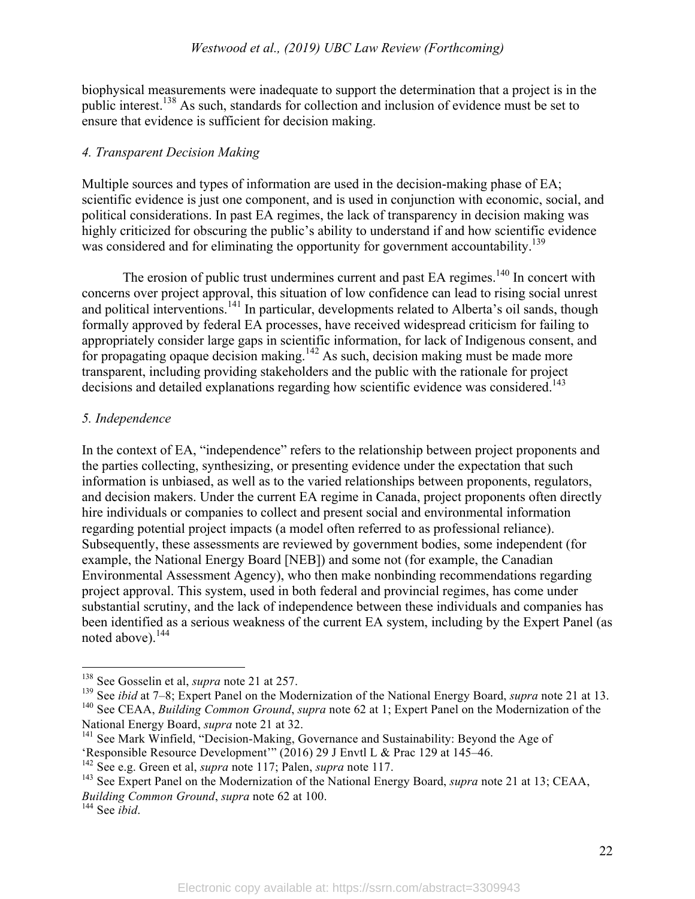biophysical measurements were inadequate to support the determination that a project is in the public interest.[138] As such, standards for collection and inclusion of evidence must be set to ensure that evidence is sufficient for decision making.

*4. Transparent Decision Making*

Multiple sources and types of information are used in the decision-making phase of EA; scientific evidence is just one component, and is used in conjunction with economic, social, and political considerations. In past EA regimes, the lack of transparency in decision making was highly criticized for obscuring the public's ability to understand if and how scientific evidence was considered and for eliminating the opportunity for government accountability.[139]

The erosion of public trust undermines current and past EA regimes.[140] In concert with concerns over project approval, this situation of low confidence can lead to rising social unrest and political interventions.[141] In particular, developments related to Alberta's oil sands, though formally approved by federal EA processes, have received widespread criticism for failing to appropriately consider large gaps in scientific information, for lack of Indigenous consent, and for propagating opaque decision making.[142] As such, decision making must be made more transparent, including providing stakeholders and the public with the rationale for project decisions and detailed explanations regarding how scientific evidence was considered.[143]

*5. Independence*

In the context of EA, "independence" refers to the relationship between project proponents and the parties collecting, synthesizing, or presenting evidence under the expectation that such information is unbiased, as well as to the varied relationships between proponents, regulators, and decision makers. Under the current EA regime in Canada, project proponents often directly hire individuals or companies to collect and present social and environmental information regarding potential project impacts (a model often referred to as professional reliance). Subsequently, these assessments are reviewed by government bodies, some independent (for example, the National Energy Board [NEB]) and some not (for example, the Canadian Environmental Assessment Agency), who then make nonbinding recommendations regarding project approval. This system, used in both federal and provincial regimes, has come under substantial scrutiny, and the lack of independence between these individuals and companies has been identified as a serious weakness of the current EA system, including by the Expert Panel (as noted above).[144]

---

[138] See Gosselin et al, *supra* note 21 at 257.

[139] See *ibid* at 7–8; Expert Panel on the Modernization of the National Energy Board, *supra* note 21 at 13.

[140] See CEAA, *Building Common Ground*, *supra* note 62 at 1; Expert Panel on the Modernization of the National Energy Board, *supra* note 21 at 32.

[141] See Mark Winfield, "Decision-Making, Governance and Sustainability: Beyond the Age of 'Responsible Resource Development'" (2016) 29 J Envtl L & Prac 129 at 145–46.

[142] See e.g. Green et al, *supra* note 117; Palen, *supra* note 117.

[143] See Expert Panel on the Modernization of the National Energy Board, *supra* note 21 at 13; CEAA, *Building Common Ground*, *supra* note 62 at 100.

[144] See *ibid*.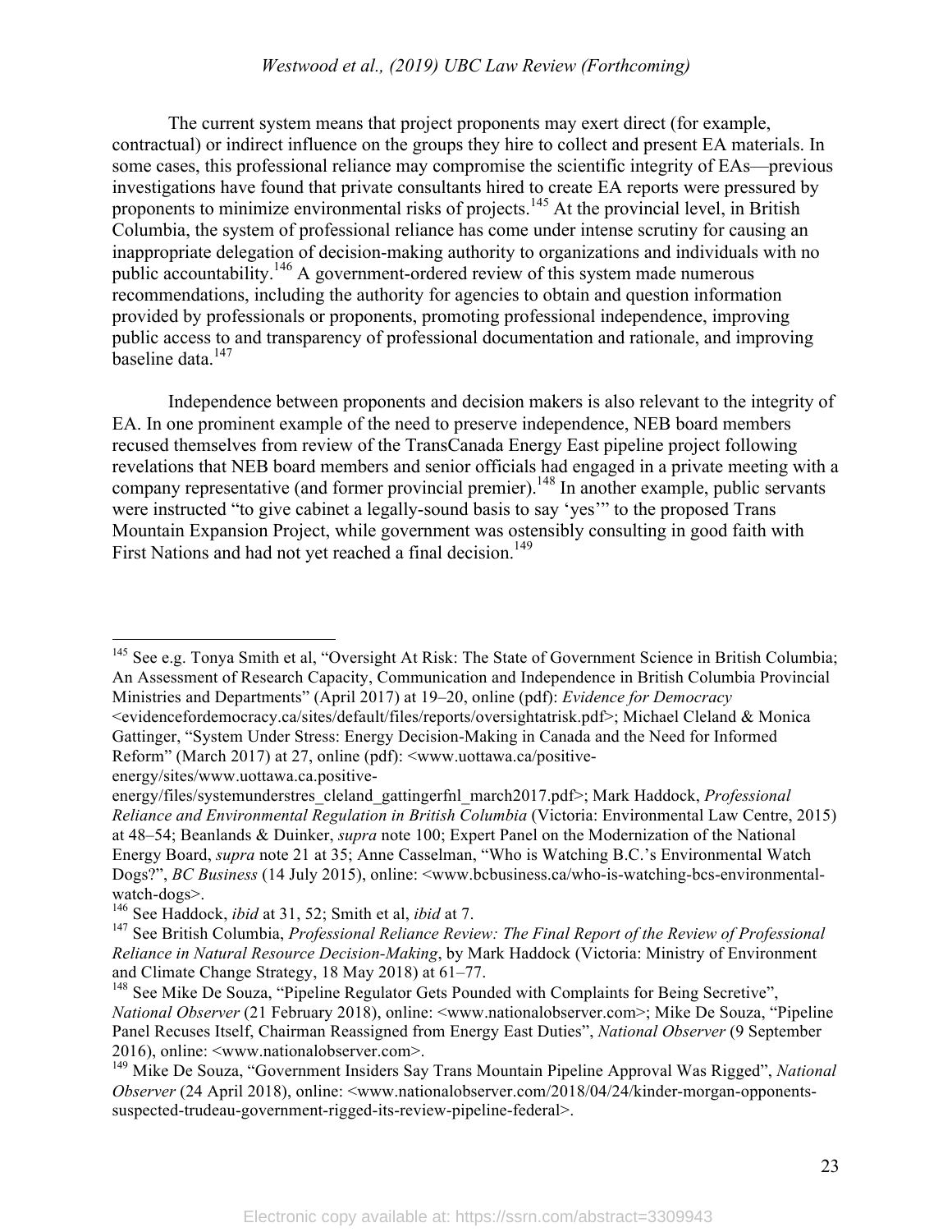The current system means that project proponents may exert direct (for example, contractual) or indirect influence on the groups they hire to collect and present EA materials. In some cases, this professional reliance may compromise the scientific integrity of EAs—previous investigations have found that private consultants hired to create EA reports were pressured by proponents to minimize environmental risks of projects.[145] At the provincial level, in British Columbia, the system of professional reliance has come under intense scrutiny for causing an inappropriate delegation of decision-making authority to organizations and individuals with no public accountability.[146] A government-ordered review of this system made numerous recommendations, including the authority for agencies to obtain and question information provided by professionals or proponents, promoting professional independence, improving public access to and transparency of professional documentation and rationale, and improving baseline data.[147]

Independence between proponents and decision makers is also relevant to the integrity of EA. In one prominent example of the need to preserve independence, NEB board members recused themselves from review of the TransCanada Energy East pipeline project following revelations that NEB board members and senior officials had engaged in a private meeting with a company representative (and former provincial premier).[148] In another example, public servants were instructed "to give cabinet a legally-sound basis to say 'yes'" to the proposed Trans Mountain Expansion Project, while government was ostensibly consulting in good faith with First Nations and had not yet reached a final decision.[149]

---

[145] See e.g. Tonya Smith et al, "Oversight At Risk: The State of Government Science in British Columbia; An Assessment of Research Capacity, Communication and Independence in British Columbia Provincial Ministries and Departments" (April 2017) at 19–20, online (pdf): *Evidence for Democracy* <evidencefordemocracy.ca/sites/default/files/reports/oversightatrisk.pdf>; Michael Cleland & Monica Gattinger, "System Under Stress: Energy Decision-Making in Canada and the Need for Informed Reform" (March 2017) at 27, online (pdf): <www.uottawa.ca/positive-energy/sites/www.uottawa.ca.positive-energy/files/systemunderstres_cleland_gattingerfnl_march2017.pdf>; Mark Haddock, *Professional Reliance and Environmental Regulation in British Columbia* (Victoria: Environmental Law Centre, 2015) at 48–54; Beanlands & Duinker, *supra* note 100; Expert Panel on the Modernization of the National Energy Board, *supra* note 21 at 35; Anne Casselman, "Who is Watching B.C.'s Environmental Watch Dogs?", *BC Business* (14 July 2015), online: <www.bcbusiness.ca/who-is-watching-bcs-environmental-watch-dogs>.

[146] See Haddock, *ibid* at 31, 52; Smith et al, *ibid* at 7.

[147] See British Columbia, *Professional Reliance Review: The Final Report of the Review of Professional Reliance in Natural Resource Decision-Making*, by Mark Haddock (Victoria: Ministry of Environment and Climate Change Strategy, 18 May 2018) at 61–77.

[148] See Mike De Souza, "Pipeline Regulator Gets Pounded with Complaints for Being Secretive", *National Observer* (21 February 2018), online: <www.nationalobserver.com>; Mike De Souza, "Pipeline Panel Recuses Itself, Chairman Reassigned from Energy East Duties", *National Observer* (9 September 2016), online: <www.nationalobserver.com>.

[149] Mike De Souza, "Government Insiders Say Trans Mountain Pipeline Approval Was Rigged", *National Observer* (24 April 2018), online: <www.nationalobserver.com/2018/04/24/kinder-morgan-opponents-suspected-trudeau-government-rigged-its-review-pipeline-federal>.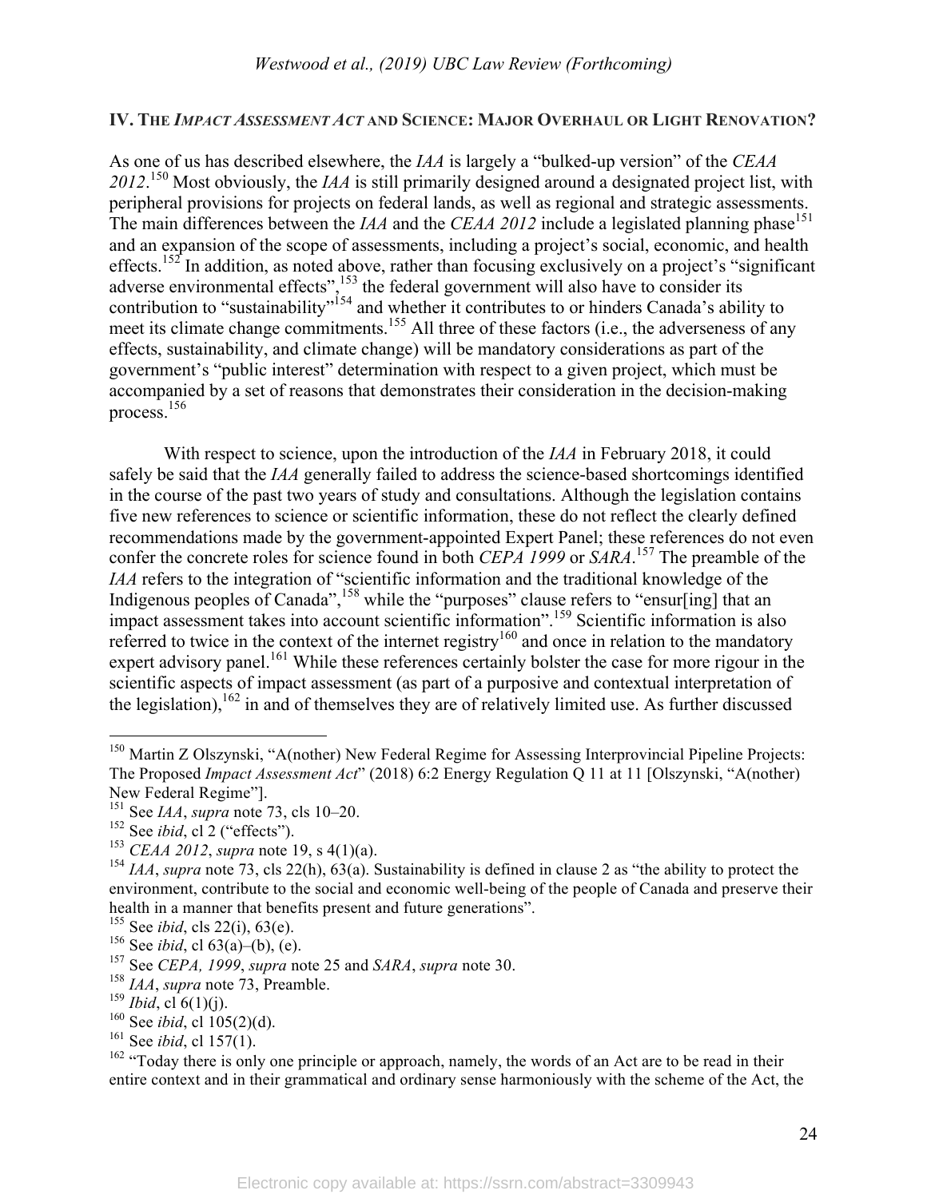## IV. The *Impact Assessment Act* and Science: Major Overhaul or Light Renovation?

As one of us has described elsewhere, the *IAA* is largely a "bulked-up version" of the *CEAA 2012*.[150] Most obviously, the *IAA* is still primarily designed around a designated project list, with peripheral provisions for projects on federal lands, as well as regional and strategic assessments. The main differences between the *IAA* and the *CEAA 2012* include a legislated planning phase[151] and an expansion of the scope of assessments, including a project's social, economic, and health effects.[152] In addition, as noted above, rather than focusing exclusively on a project's "significant adverse environmental effects",[153] the federal government will also have to consider its contribution to "sustainability"[154] and whether it contributes to or hinders Canada's ability to meet its climate change commitments.[155] All three of these factors (i.e., the adverseness of any effects, sustainability, and climate change) will be mandatory considerations as part of the government's "public interest" determination with respect to a given project, which must be accompanied by a set of reasons that demonstrates their consideration in the decision-making process.[156]

With respect to science, upon the introduction of the *IAA* in February 2018, it could safely be said that the *IAA* generally failed to address the science-based shortcomings identified in the course of the past two years of study and consultations. Although the legislation contains five new references to science or scientific information, these do not reflect the clearly defined recommendations made by the government-appointed Expert Panel; these references do not even confer the concrete roles for science found in both *CEPA 1999* or *SARA*.[157] The preamble of the *IAA* refers to the integration of "scientific information and the traditional knowledge of the Indigenous peoples of Canada",[158] while the "purposes" clause refers to "ensur[ing] that an impact assessment takes into account scientific information".[159] Scientific information is also referred to twice in the context of the internet registry[160] and once in relation to the mandatory expert advisory panel.[161] While these references certainly bolster the case for more rigour in the scientific aspects of impact assessment (as part of a purposive and contextual interpretation of the legislation),[162] in and of themselves they are of relatively limited use. As further discussed

---

[150] Martin Z Olszynski, "A(nother) New Federal Regime for Assessing Interprovincial Pipeline Projects: The Proposed *Impact Assessment Act*" (2018) 6:2 Energy Regulation Q 11 at 11 [Olszynski, "A(nother) New Federal Regime"].

[151] See *IAA*, *supra* note 73, cls 10–20.

[152] See *ibid*, cl 2 ("effects").

[153] *CEAA 2012*, *supra* note 19, s 4(1)(a).

[154] *IAA*, *supra* note 73, cls 22(h), 63(a). Sustainability is defined in clause 2 as "the ability to protect the environment, contribute to the social and economic well-being of the people of Canada and preserve their health in a manner that benefits present and future generations".

[155] See *ibid*, cls 22(i), 63(e).

[156] See *ibid*, cl 63(a)–(b), (e).

[157] See *CEPA, 1999*, *supra* note 25 and *SARA*, *supra* note 30.

[158] *IAA*, *supra* note 73, Preamble.

[159] *Ibid*, cl 6(1)(j).

[160] See *ibid*, cl 105(2)(d).

[161] See *ibid*, cl 157(1).

[162] "Today there is only one principle or approach, namely, the words of an Act are to be read in their entire context and in their grammatical and ordinary sense harmoniously with the scheme of the Act, the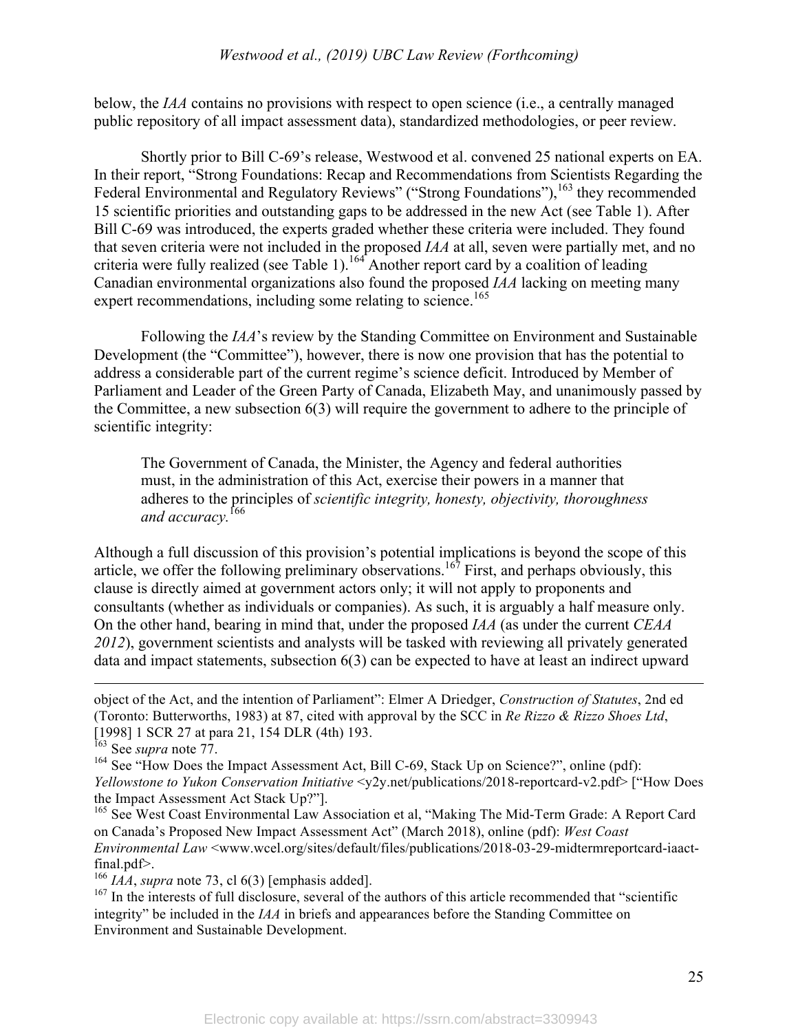below, the *IAA* contains no provisions with respect to open science (i.e., a centrally managed public repository of all impact assessment data), standardized methodologies, or peer review.

Shortly prior to Bill C-69's release, Westwood et al. convened 25 national experts on EA. In their report, "Strong Foundations: Recap and Recommendations from Scientists Regarding the Federal Environmental and Regulatory Reviews" ("Strong Foundations"),[163] they recommended 15 scientific priorities and outstanding gaps to be addressed in the new Act (see Table 1). After Bill C-69 was introduced, the experts graded whether these criteria were included. They found that seven criteria were not included in the proposed *IAA* at all, seven were partially met, and no criteria were fully realized (see Table 1).[164] Another report card by a coalition of leading Canadian environmental organizations also found the proposed *IAA* lacking on meeting many expert recommendations, including some relating to science.[165]

Following the *IAA*'s review by the Standing Committee on Environment and Sustainable Development (the "Committee"), however, there is now one provision that has the potential to address a considerable part of the current regime's science deficit. Introduced by Member of Parliament and Leader of the Green Party of Canada, Elizabeth May, and unanimously passed by the Committee, a new subsection 6(3) will require the government to adhere to the principle of scientific integrity:

> The Government of Canada, the Minister, the Agency and federal authorities must, in the administration of this Act, exercise their powers in a manner that adheres to the principles of *scientific integrity, honesty, objectivity, thoroughness and accuracy.*[166]

Although a full discussion of this provision's potential implications is beyond the scope of this article, we offer the following preliminary observations.[167] First, and perhaps obviously, this clause is directly aimed at government actors only; it will not apply to proponents and consultants (whether as individuals or companies). As such, it is arguably a half measure only. On the other hand, bearing in mind that, under the proposed *IAA* (as under the current *CEAA 2012*), government scientists and analysts will be tasked with reviewing all privately generated data and impact statements, subsection 6(3) can be expected to have at least an indirect upward

---

object of the Act, and the intention of Parliament": Elmer A Driedger, *Construction of Statutes*, 2nd ed (Toronto: Butterworths, 1983) at 87, cited with approval by the SCC in *Re Rizzo & Rizzo Shoes Ltd*, [1998] 1 SCR 27 at para 21, 154 DLR (4th) 193.

[163] See *supra* note 77.

[164] See "How Does the Impact Assessment Act, Bill C-69, Stack Up on Science?", online (pdf): *Yellowstone to Yukon Conservation Initiative* <y2y.net/publications/2018-reportcard-v2.pdf> ["How Does the Impact Assessment Act Stack Up?"].

[165] See West Coast Environmental Law Association et al, "Making The Mid-Term Grade: A Report Card on Canada's Proposed New Impact Assessment Act" (March 2018), online (pdf): *West Coast Environmental Law* <www.wcel.org/sites/default/files/publications/2018-03-29-midtermreportcard-iaact-final.pdf>.

[166] *IAA*, *supra* note 73, cl 6(3) [emphasis added].

[167] In the interests of full disclosure, several of the authors of this article recommended that "scientific integrity" be included in the *IAA* in briefs and appearances before the Standing Committee on Environment and Sustainable Development.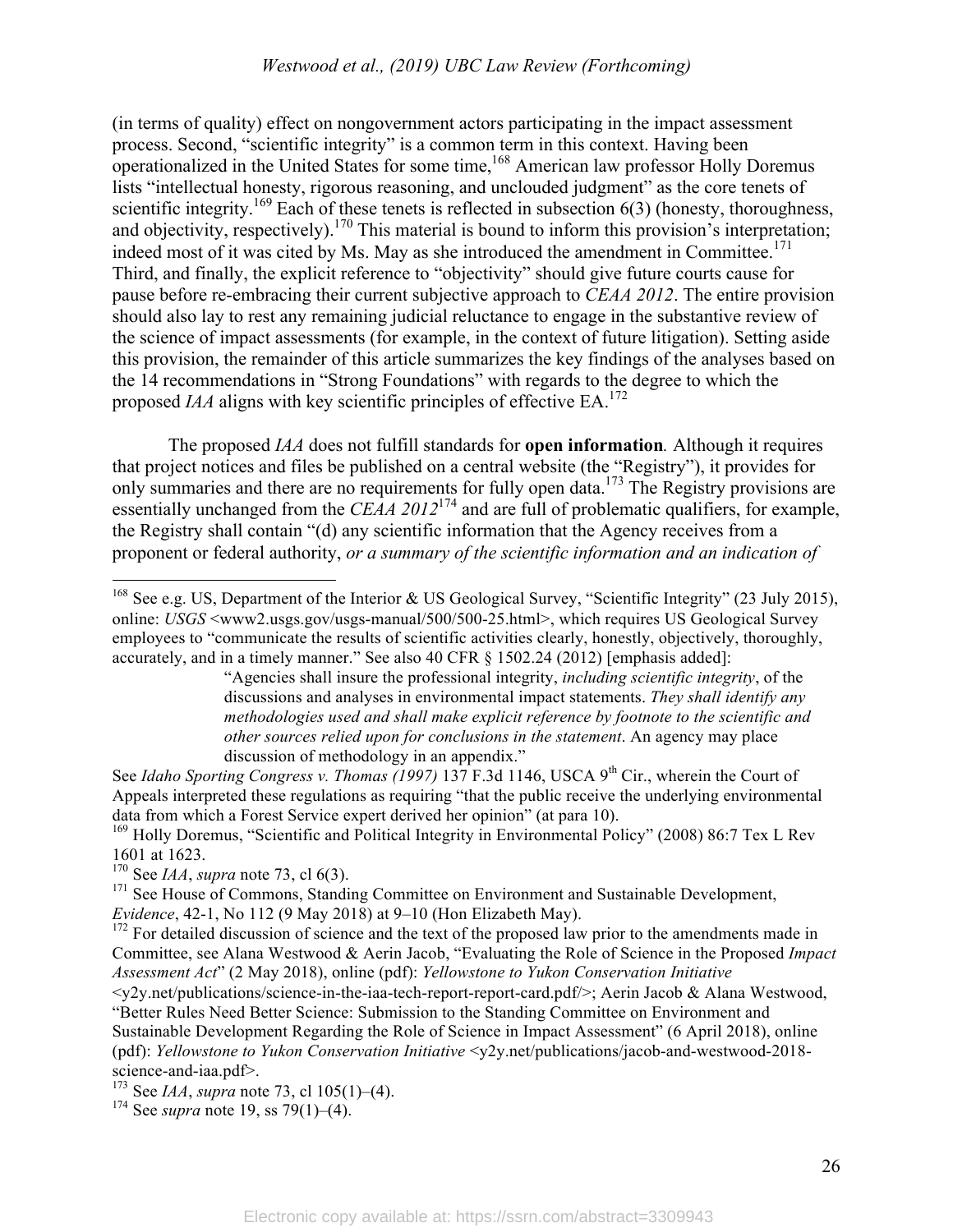(in terms of quality) effect on nongovernment actors participating in the impact assessment process. Second, "scientific integrity" is a common term in this context. Having been operationalized in the United States for some time,[168] American law professor Holly Doremus lists "intellectual honesty, rigorous reasoning, and unclouded judgment" as the core tenets of scientific integrity.[169] Each of these tenets is reflected in subsection 6(3) (honesty, thoroughness, and objectivity, respectively).[170] This material is bound to inform this provision's interpretation; indeed most of it was cited by Ms. May as she introduced the amendment in Committee.[171] Third, and finally, the explicit reference to "objectivity" should give future courts cause for pause before re-embracing their current subjective approach to *CEAA 2012*. The entire provision should also lay to rest any remaining judicial reluctance to engage in the substantive review of the science of impact assessments (for example, in the context of future litigation). Setting aside this provision, the remainder of this article summarizes the key findings of the analyses based on the 14 recommendations in "Strong Foundations" with regards to the degree to which the proposed *IAA* aligns with key scientific principles of effective EA.[172]

The proposed *IAA* does not fulfill standards for **open information***.* Although it requires that project notices and files be published on a central website (the "Registry"), it provides for only summaries and there are no requirements for fully open data.[173] The Registry provisions are essentially unchanged from the *CEAA 2012*[174] and are full of problematic qualifiers, for example, the Registry shall contain "(d) any scientific information that the Agency receives from a proponent or federal authority, *or a summary of the scientific information and an indication of*

---

[168] See e.g. US, Department of the Interior & US Geological Survey, "Scientific Integrity" (23 July 2015), online: *USGS* <www2.usgs.gov/usgs-manual/500/500-25.html>, which requires US Geological Survey employees to "communicate the results of scientific activities clearly, honestly, objectively, thoroughly, accurately, and in a timely manner." See also 40 CFR § 1502.24 (2012) [emphasis added]:

> "Agencies shall insure the professional integrity, *including scientific integrity*, of the discussions and analyses in environmental impact statements. *They shall identify any methodologies used and shall make explicit reference by footnote to the scientific and other sources relied upon for conclusions in the statement*. An agency may place discussion of methodology in an appendix."

See *Idaho Sporting Congress v. Thomas (1997)* 137 F.3d 1146, USCA 9th Cir., wherein the Court of Appeals interpreted these regulations as requiring "that the public receive the underlying environmental data from which a Forest Service expert derived her opinion" (at para 10).

[169] Holly Doremus, "Scientific and Political Integrity in Environmental Policy" (2008) 86:7 Tex L Rev 1601 at 1623.

[170] See *IAA*, *supra* note 73, cl 6(3).

[171] See House of Commons, Standing Committee on Environment and Sustainable Development, *Evidence*, 42-1, No 112 (9 May 2018) at 9–10 (Hon Elizabeth May).

[172] For detailed discussion of science and the text of the proposed law prior to the amendments made in Committee, see Alana Westwood & Aerin Jacob, "Evaluating the Role of Science in the Proposed *Impact Assessment Act*" (2 May 2018), online (pdf): *Yellowstone to Yukon Conservation Initiative* <y2y.net/publications/science-in-the-iaa-tech-report-report-card.pdf/>; Aerin Jacob & Alana Westwood, "Better Rules Need Better Science: Submission to the Standing Committee on Environment and Sustainable Development Regarding the Role of Science in Impact Assessment" (6 April 2018), online (pdf): *Yellowstone to Yukon Conservation Initiative* <y2y.net/publications/jacob-and-westwood-2018-science-and-iaa.pdf>.

[173] See *IAA*, *supra* note 73, cl 105(1)–(4).

[174] See *supra* note 19, ss 79(1)–(4).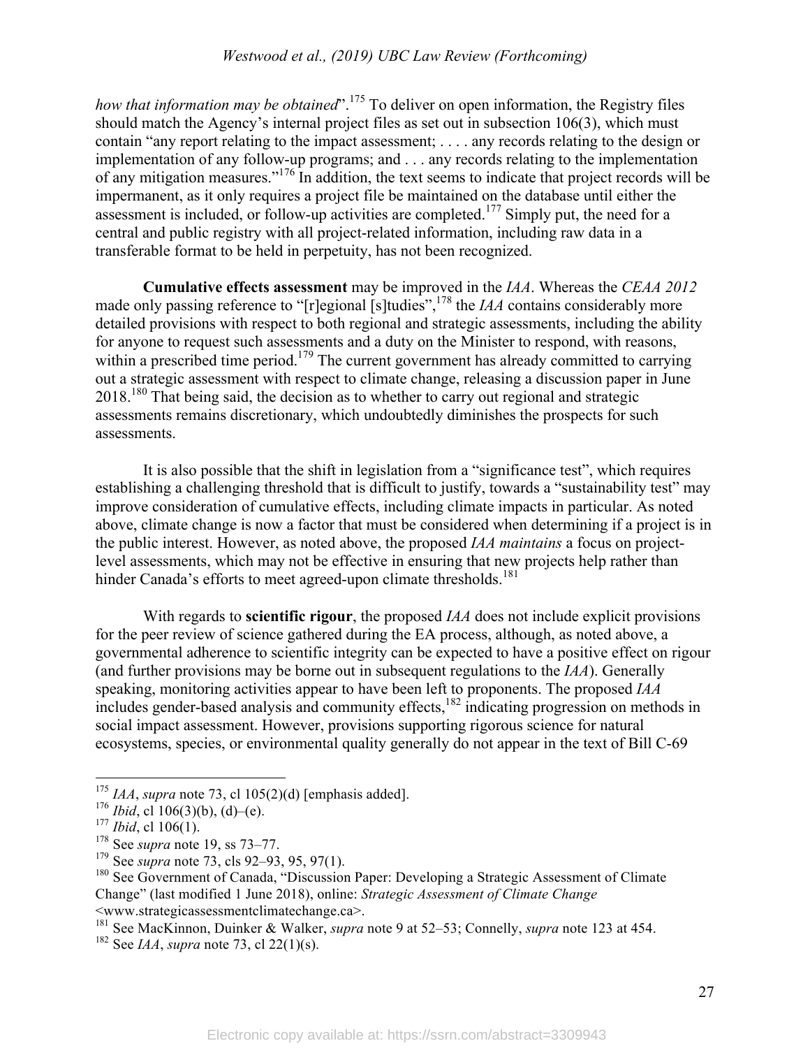*how that information may be obtained*".[175] To deliver on open information, the Registry files should match the Agency's internal project files as set out in subsection 106(3), which must contain "any report relating to the impact assessment; . . . . any records relating to the design or implementation of any follow-up programs; and . . . any records relating to the implementation of any mitigation measures."[176] In addition, the text seems to indicate that project records will be impermanent, as it only requires a project file be maintained on the database until either the assessment is included, or follow-up activities are completed.[177] Simply put, the need for a central and public registry with all project-related information, including raw data in a transferable format to be held in perpetuity, has not been recognized.

**Cumulative effects assessment** may be improved in the *IAA*. Whereas the *CEAA 2012* made only passing reference to "[r]egional [s]tudies",[178] the *IAA* contains considerably more detailed provisions with respect to both regional and strategic assessments, including the ability for anyone to request such assessments and a duty on the Minister to respond, with reasons, within a prescribed time period.[179] The current government has already committed to carrying out a strategic assessment with respect to climate change, releasing a discussion paper in June 2018.[180] That being said, the decision as to whether to carry out regional and strategic assessments remains discretionary, which undoubtedly diminishes the prospects for such assessments.

It is also possible that the shift in legislation from a "significance test", which requires establishing a challenging threshold that is difficult to justify, towards a "sustainability test" may improve consideration of cumulative effects, including climate impacts in particular. As noted above, climate change is now a factor that must be considered when determining if a project is in the public interest. However, as noted above, the proposed *IAA maintains* a focus on project-level assessments, which may not be effective in ensuring that new projects help rather than hinder Canada's efforts to meet agreed-upon climate thresholds.[181]

With regards to **scientific rigour**, the proposed *IAA* does not include explicit provisions for the peer review of science gathered during the EA process, although, as noted above, a governmental adherence to scientific integrity can be expected to have a positive effect on rigour (and further provisions may be borne out in subsequent regulations to the *IAA*). Generally speaking, monitoring activities appear to have been left to proponents. The proposed *IAA* includes gender-based analysis and community effects,[182] indicating progression on methods in social impact assessment. However, provisions supporting rigorous science for natural ecosystems, species, or environmental quality generally do not appear in the text of Bill C-69

---

[175] *IAA*, *supra* note 73, cl 105(2)(d) [emphasis added].
[176] *Ibid*, cl 106(3)(b), (d)–(e).
[177] *Ibid*, cl 106(1).
[178] See *supra* note 19, ss 73–77.
[179] See *supra* note 73, cls 92–93, 95, 97(1).
[180] See Government of Canada, "Discussion Paper: Developing a Strategic Assessment of Climate Change" (last modified 1 June 2018), online: *Strategic Assessment of Climate Change* <www.strategicassessmentclimatechange.ca>.
[181] See MacKinnon, Duinker & Walker, *supra* note 9 at 52–53; Connelly, *supra* note 123 at 454.
[182] See *IAA*, *supra* note 73, cl 22(1)(s).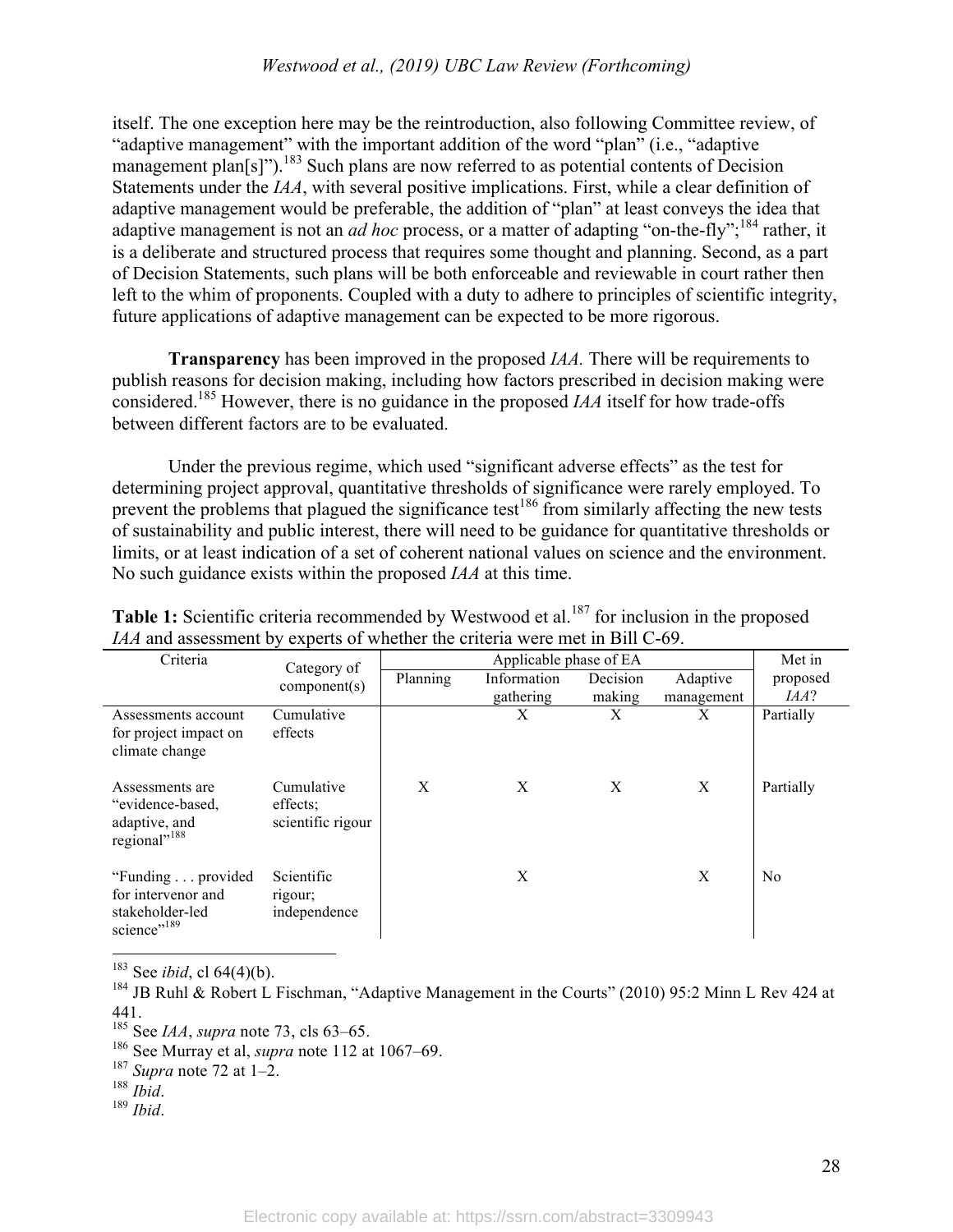itself. The one exception here may be the reintroduction, also following Committee review, of "adaptive management" with the important addition of the word "plan" (i.e., "adaptive management plan[s]").[183] Such plans are now referred to as potential contents of Decision Statements under the *IAA*, with several positive implications. First, while a clear definition of adaptive management would be preferable, the addition of "plan" at least conveys the idea that adaptive management is not an *ad hoc* process, or a matter of adapting "on-the-fly";[184] rather, it is a deliberate and structured process that requires some thought and planning. Second, as a part of Decision Statements, such plans will be both enforceable and reviewable in court rather then left to the whim of proponents. Coupled with a duty to adhere to principles of scientific integrity, future applications of adaptive management can be expected to be more rigorous.

**Transparency** has been improved in the proposed *IAA.* There will be requirements to publish reasons for decision making, including how factors prescribed in decision making were considered.[185] However, there is no guidance in the proposed *IAA* itself for how trade-offs between different factors are to be evaluated.

Under the previous regime, which used "significant adverse effects" as the test for determining project approval, quantitative thresholds of significance were rarely employed. To prevent the problems that plagued the significance test[186] from similarly affecting the new tests of sustainability and public interest, there will need to be guidance for quantitative thresholds or limits, or at least indication of a set of coherent national values on science and the environment. No such guidance exists within the proposed *IAA* at this time.

**Table 1:** Scientific criteria recommended by Westwood et al.[187] for inclusion in the proposed *IAA* and assessment by experts of whether the criteria were met in Bill C-69.

| Criteria | Category of component(s) | Applicable phase of EA | | | | Met in proposed *IAA*? |
|---|---|---|---|---|---|---|
| | | Planning | Information gathering | Decision making | Adaptive management | |
| Assessments account for project impact on climate change | Cumulative effects | | X | X | X | Partially |
| Assessments are "evidence-based, adaptive, and regional"[188] | Cumulative effects; scientific rigour | X | X | X | X | Partially |
| "Funding . . . provided for intervenor and stakeholder-led science"[189] | Scientific rigour; independence | | X | | X | No |

[183] See *ibid*, cl 64(4)(b).
[184] JB Ruhl & Robert L Fischman, "Adaptive Management in the Courts" (2010) 95:2 Minn L Rev 424 at 441.
[185] See *IAA*, *supra* note 73, cls 63–65.
[186] See Murray et al, *supra* note 112 at 1067–69.
[187] *Supra* note 72 at 1–2.
[188] *Ibid*.
[189] *Ibid*.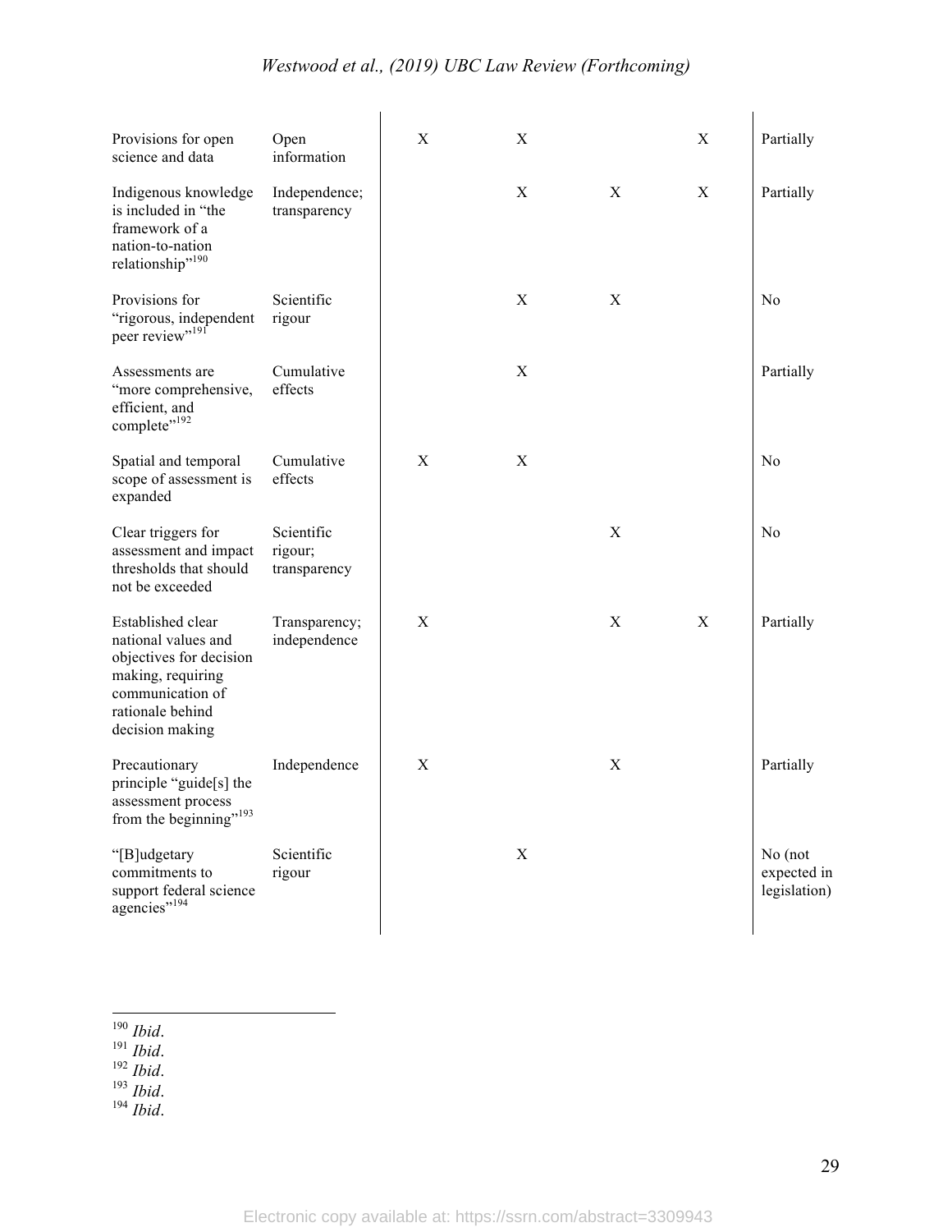| | | | | | | |
|---|---|---|---|---|---|---|
| Provisions for open science and data | Open information | X | X | | X | Partially |
| Indigenous knowledge is included in "the framework of a nation-to-nation relationship"[190] | Independence; transparency | | X | X | X | Partially |
| Provisions for "rigorous, independent peer review"[191] | Scientific rigour | | X | X | | No |
| Assessments are "more comprehensive, efficient, and complete"[192] | Cumulative effects | | X | | | Partially |
| Spatial and temporal scope of assessment is expanded | Cumulative effects | X | X | | | No |
| Clear triggers for assessment and impact thresholds that should not be exceeded | Scientific rigour; transparency | | | X | | No |
| Established clear national values and objectives for decision making, requiring communication of rationale behind decision making | Transparency; independence | X | | X | X | Partially |
| Precautionary principle "guide[s] the assessment process from the beginning"[193] | Independence | X | | X | | Partially |
| "[B]udgetary commitments to support federal science agencies"[194] | Scientific rigour | | X | | | No (not expected in legislation) |

[190] *Ibid*.
[191] *Ibid*.
[192] *Ibid*.
[193] *Ibid*.
[194] *Ibid*.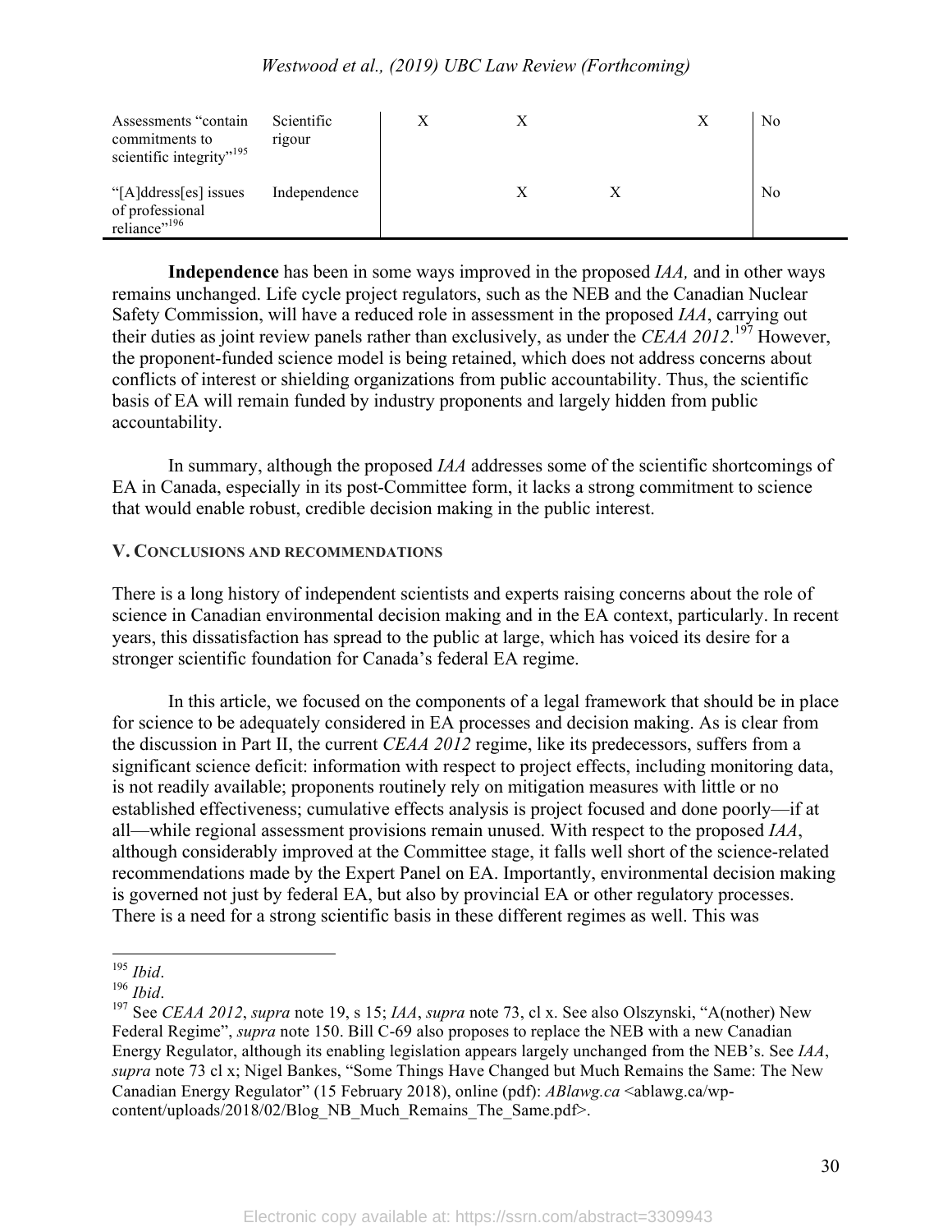| | | | | | | |
|---|---|---|---|---|---|---|
| Assessments "contain commitments to scientific integrity"[195] | Scientific rigour | X | X | | X | No |
| "[A]ddress[es] issues of professional reliance"[196] | Independence | | X | X | | No |

**Independence** has been in some ways improved in the proposed *IAA,* and in other ways remains unchanged. Life cycle project regulators, such as the NEB and the Canadian Nuclear Safety Commission, will have a reduced role in assessment in the proposed *IAA*, carrying out their duties as joint review panels rather than exclusively, as under the *CEAA 2012*.[197] However, the proponent-funded science model is being retained, which does not address concerns about conflicts of interest or shielding organizations from public accountability. Thus, the scientific basis of EA will remain funded by industry proponents and largely hidden from public accountability.

In summary, although the proposed *IAA* addresses some of the scientific shortcomings of EA in Canada, especially in its post-Committee form, it lacks a strong commitment to science that would enable robust, credible decision making in the public interest.

## V. Conclusions and Recommendations

There is a long history of independent scientists and experts raising concerns about the role of science in Canadian environmental decision making and in the EA context, particularly. In recent years, this dissatisfaction has spread to the public at large, which has voiced its desire for a stronger scientific foundation for Canada's federal EA regime.

In this article, we focused on the components of a legal framework that should be in place for science to be adequately considered in EA processes and decision making. As is clear from the discussion in Part II, the current *CEAA 2012* regime, like its predecessors, suffers from a significant science deficit: information with respect to project effects, including monitoring data, is not readily available; proponents routinely rely on mitigation measures with little or no established effectiveness; cumulative effects analysis is project focused and done poorly—if at all—while regional assessment provisions remain unused. With respect to the proposed *IAA*, although considerably improved at the Committee stage, it falls well short of the science-related recommendations made by the Expert Panel on EA. Importantly, environmental decision making is governed not just by federal EA, but also by provincial EA or other regulatory processes. There is a need for a strong scientific basis in these different regimes as well. This was

---

[195] *Ibid*.

[196] *Ibid*.

[197] See *CEAA 2012*, *supra* note 19, s 15; *IAA*, *supra* note 73, cl x. See also Olszynski, "A(nother) New Federal Regime", *supra* note 150. Bill C-69 also proposes to replace the NEB with a new Canadian Energy Regulator, although its enabling legislation appears largely unchanged from the NEB's. See *IAA*, *supra* note 73 cl x; Nigel Bankes, "Some Things Have Changed but Much Remains the Same: The New Canadian Energy Regulator" (15 February 2018), online (pdf): *ABlawg.ca* <ablawg.ca/wp-content/uploads/2018/02/Blog_NB_Much_Remains_The_Same.pdf>.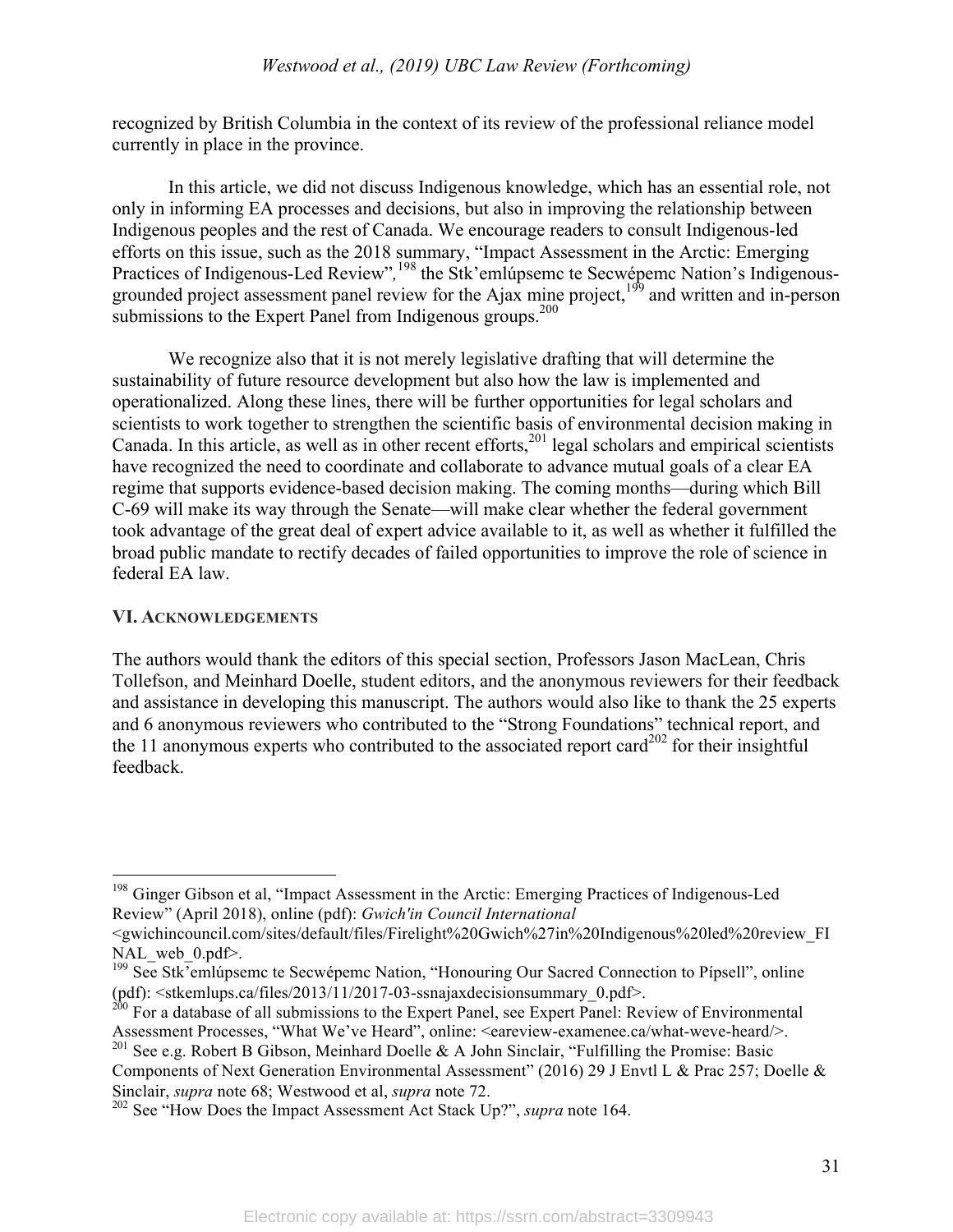recognized by British Columbia in the context of its review of the professional reliance model currently in place in the province.

In this article, we did not discuss Indigenous knowledge, which has an essential role, not only in informing EA processes and decisions, but also in improving the relationship between Indigenous peoples and the rest of Canada. We encourage readers to consult Indigenous-led efforts on this issue, such as the 2018 summary, "Impact Assessment in the Arctic: Emerging Practices of Indigenous-Led Review",[198] the Stk'emlúpsemc te Secwépemc Nation's Indigenous-grounded project assessment panel review for the Ajax mine project,[199] and written and in-person submissions to the Expert Panel from Indigenous groups.[200]

We recognize also that it is not merely legislative drafting that will determine the sustainability of future resource development but also how the law is implemented and operationalized. Along these lines, there will be further opportunities for legal scholars and scientists to work together to strengthen the scientific basis of environmental decision making in Canada. In this article, as well as in other recent efforts,[201] legal scholars and empirical scientists have recognized the need to coordinate and collaborate to advance mutual goals of a clear EA regime that supports evidence-based decision making. The coming months—during which Bill C-69 will make its way through the Senate—will make clear whether the federal government took advantage of the great deal of expert advice available to it, as well as whether it fulfilled the broad public mandate to rectify decades of failed opportunities to improve the role of science in federal EA law.

## VI. Acknowledgements

The authors would thank the editors of this special section, Professors Jason MacLean, Chris Tollefson, and Meinhard Doelle, student editors, and the anonymous reviewers for their feedback and assistance in developing this manuscript. The authors would also like to thank the 25 experts and 6 anonymous reviewers who contributed to the "Strong Foundations" technical report, and the 11 anonymous experts who contributed to the associated report card[202] for their insightful feedback.

---

[198] Ginger Gibson et al, "Impact Assessment in the Arctic: Emerging Practices of Indigenous-Led Review" (April 2018), online (pdf): *Gwich'in Council International* <gwichincouncil.com/sites/default/files/Firelight%20Gwich%27in%20Indigenous%20led%20review_FINAL_web_0.pdf>.

[199] See Stk'emlúpsemc te Secwépemc Nation, "Honouring Our Sacred Connection to Pípsell", online (pdf): <stkemlups.ca/files/2013/11/2017-03-ssnajaxdecisionsummary_0.pdf>.

[200] For a database of all submissions to the Expert Panel, see Expert Panel: Review of Environmental Assessment Processes, "What We've Heard", online: <eareview-examenee.ca/what-weve-heard/>.

[201] See e.g. Robert B Gibson, Meinhard Doelle & A John Sinclair, "Fulfilling the Promise: Basic Components of Next Generation Environmental Assessment" (2016) 29 J Envtl L & Prac 257; Doelle & Sinclair, *supra* note 68; Westwood et al, *supra* note 72.

[202] See "How Does the Impact Assessment Act Stack Up?", *supra* note 164.